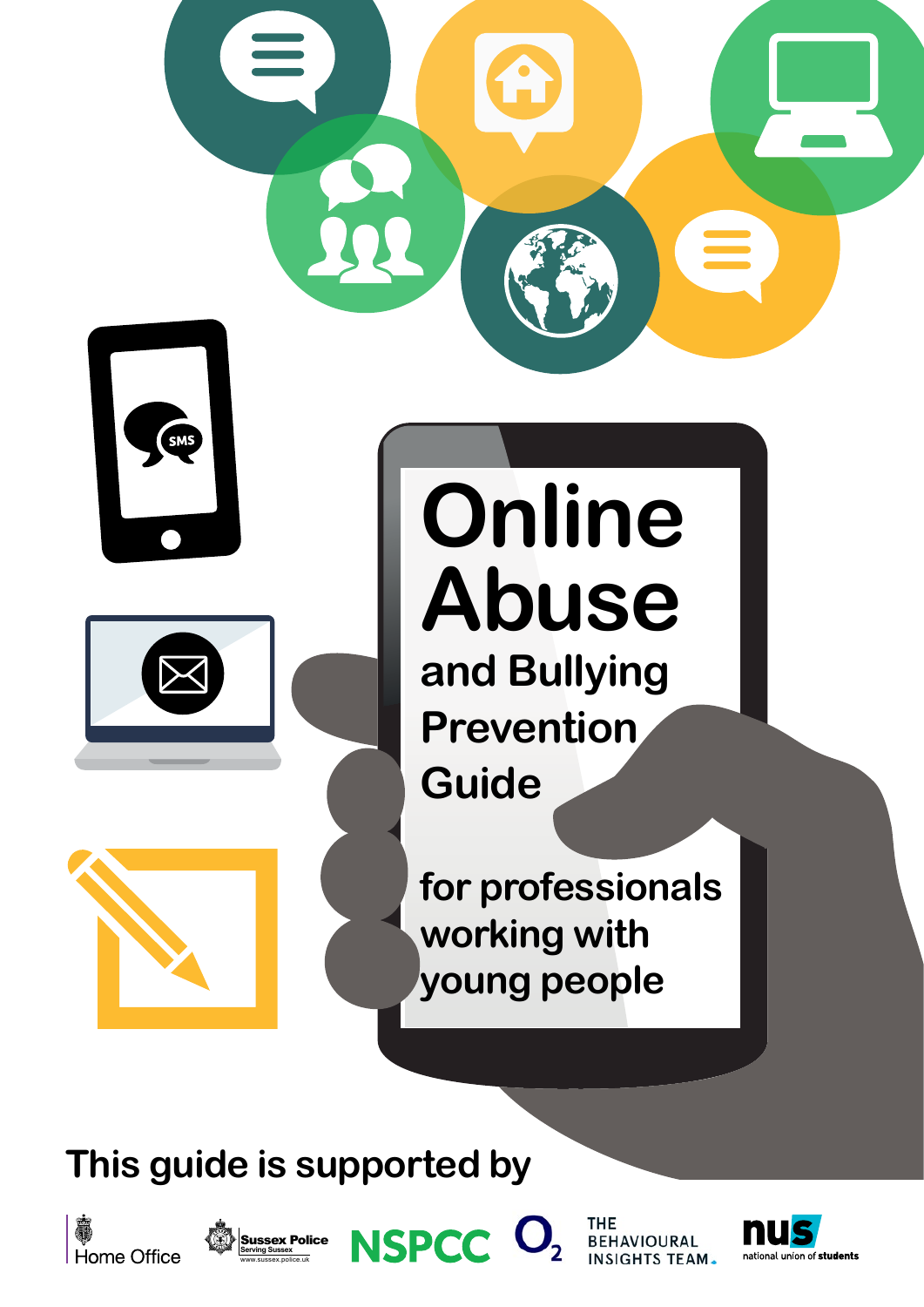# Online Abuse

## and Bullying Prevention Guide

### for professionals working with young people

This guide is supported by

Home Office

Sussex Police
Serving Sussex
www.sussex.police.uk

NSPCC

$O_2$

THE BEHAVIOURAL INSIGHTS TEAM

nus national union of students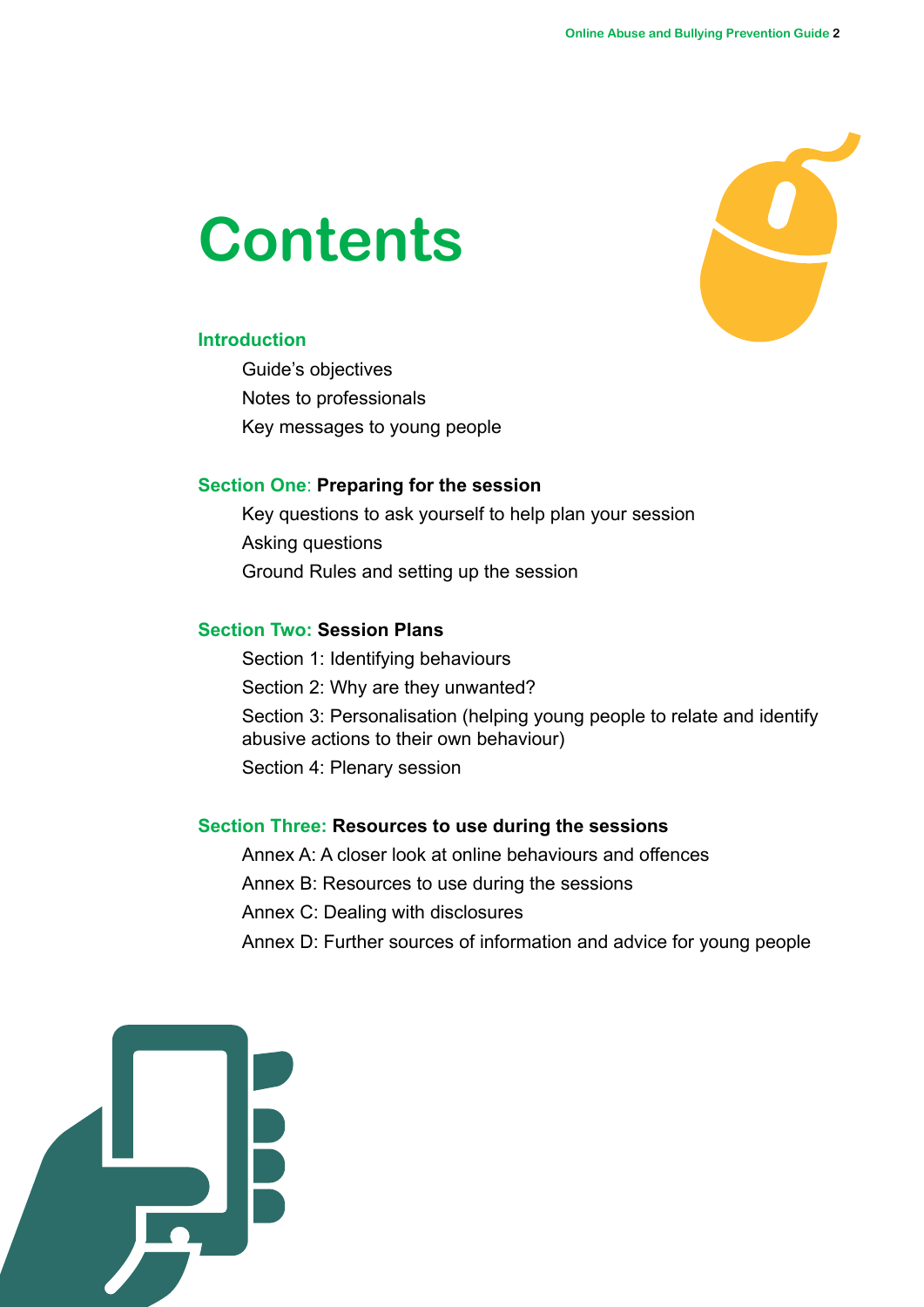# Contents

## Introduction

- Guide's objectives
- Notes to professionals
- Key messages to young people

## Section One: **Preparing for the session**

- Key questions to ask yourself to help plan your session
- Asking questions
- Ground Rules and setting up the session

## Section Two: **Session Plans**

- Section 1: Identifying behaviours
- Section 2: Why are they unwanted?
- Section 3: Personalisation (helping young people to relate and identify abusive actions to their own behaviour)
- Section 4: Plenary session

## Section Three: **Resources to use during the sessions**

- Annex A: A closer look at online behaviours and offences
- Annex B: Resources to use during the sessions
- Annex C: Dealing with disclosures
- Annex D: Further sources of information and advice for young people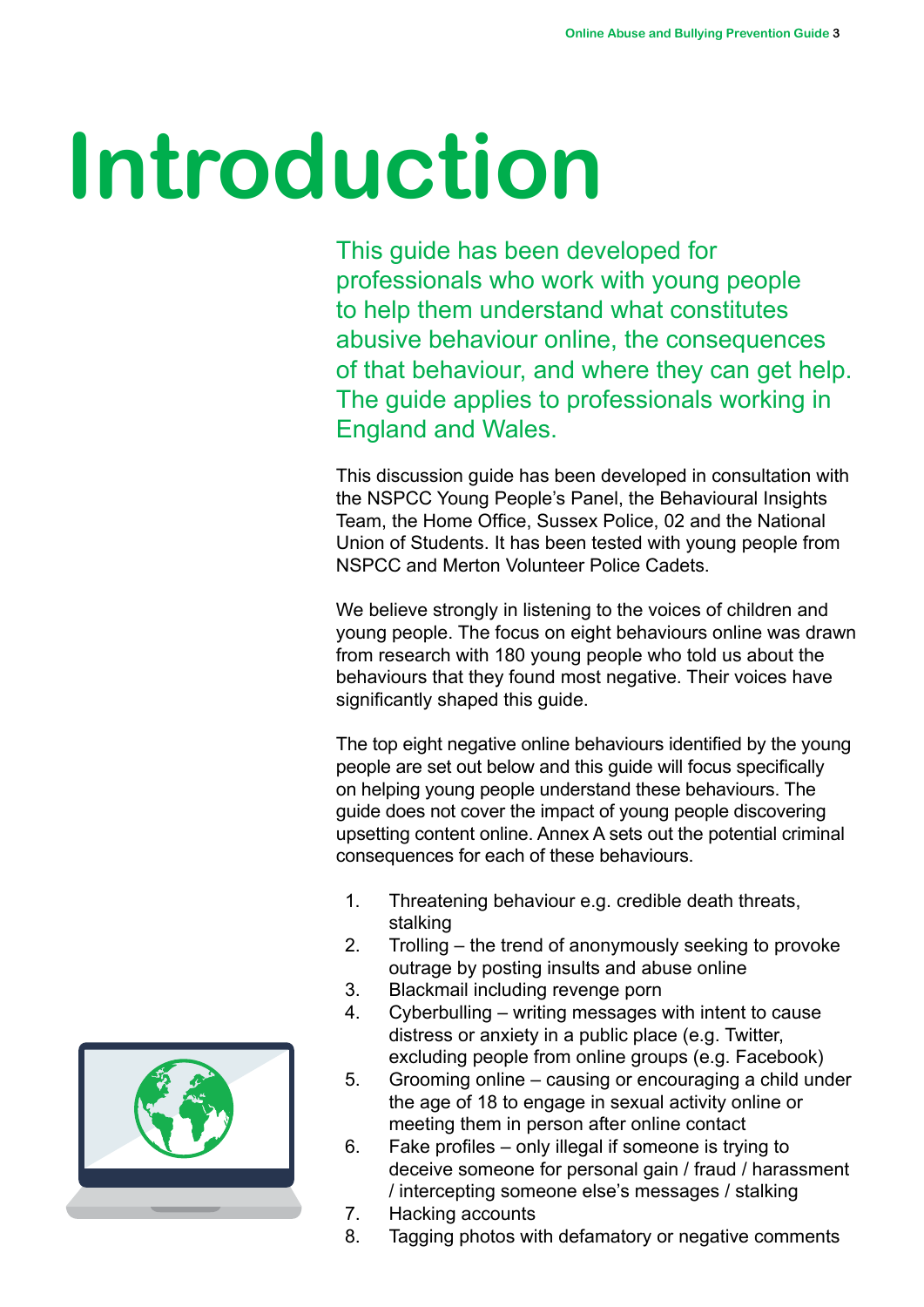# Introduction

This guide has been developed for professionals who work with young people to help them understand what constitutes abusive behaviour online, the consequences of that behaviour, and where they can get help. The guide applies to professionals working in England and Wales.

This discussion guide has been developed in consultation with the NSPCC Young People's Panel, the Behavioural Insights Team, the Home Office, Sussex Police, 02 and the National Union of Students. It has been tested with young people from NSPCC and Merton Volunteer Police Cadets.

We believe strongly in listening to the voices of children and young people. The focus on eight behaviours online was drawn from research with 180 young people who told us about the behaviours that they found most negative. Their voices have significantly shaped this guide.

The top eight negative online behaviours identified by the young people are set out below and this guide will focus specifically on helping young people understand these behaviours. The guide does not cover the impact of young people discovering upsetting content online. Annex A sets out the potential criminal consequences for each of these behaviours.

1. Threatening behaviour e.g. credible death threats, stalking
2. Trolling – the trend of anonymously seeking to provoke outrage by posting insults and abuse online
3. Blackmail including revenge porn
4. Cyberbullying – writing messages with intent to cause distress or anxiety in a public place (e.g. Twitter, excluding people from online groups (e.g. Facebook)
5. Grooming online – causing or encouraging a child under the age of 18 to engage in sexual activity online or meeting them in person after online contact
6. Fake profiles – only illegal if someone is trying to deceive someone for personal gain / fraud / harassment / intercepting someone else's messages / stalking
7. Hacking accounts
8. Tagging photos with defamatory or negative comments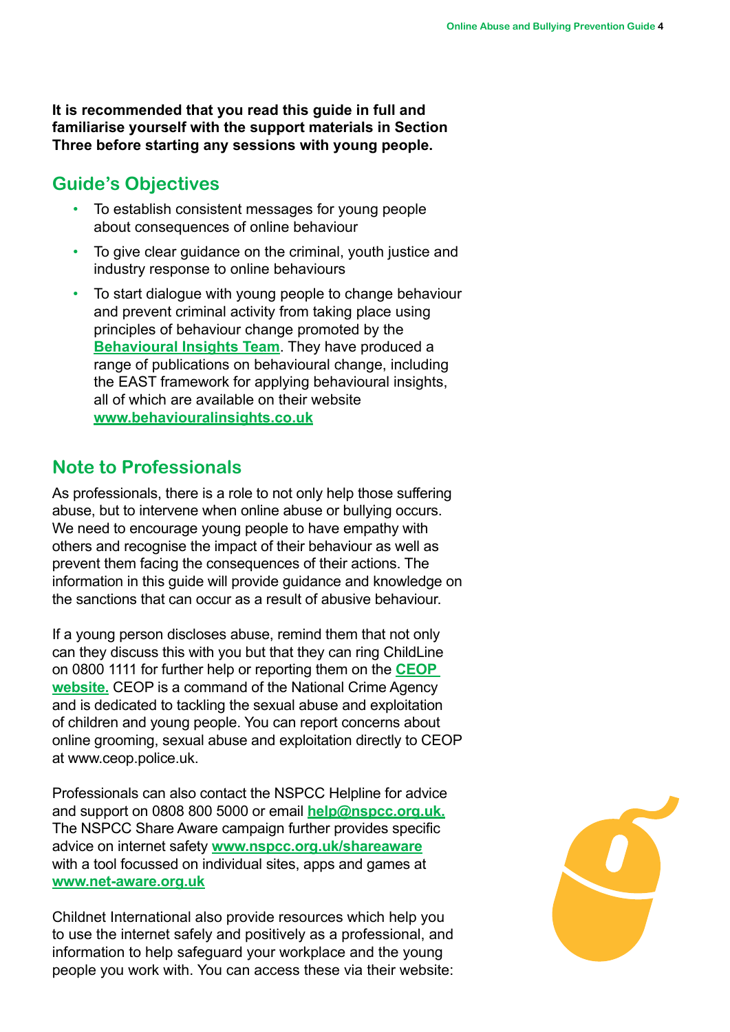**It is recommended that you read this guide in full and familiarise yourself with the support materials in Section Three before starting any sessions with young people.**

## Guide's Objectives

- To establish consistent messages for young people about consequences of online behaviour
- To give clear guidance on the criminal, youth justice and industry response to online behaviours
- To start dialogue with young people to change behaviour and prevent criminal activity from taking place using principles of behaviour change promoted by the **Behavioural Insights Team**. They have produced a range of publications on behavioural change, including the EAST framework for applying behavioural insights, all of which are available on their website **www.behaviouralinsights.co.uk**

## Note to Professionals

As professionals, there is a role to not only help those suffering abuse, but to intervene when online abuse or bullying occurs. We need to encourage young people to have empathy with others and recognise the impact of their behaviour as well as prevent them facing the consequences of their actions. The information in this guide will provide guidance and knowledge on the sanctions that can occur as a result of abusive behaviour.

If a young person discloses abuse, remind them that not only can they discuss this with you but that they can ring ChildLine on 0800 1111 for further help or reporting them on the **CEOP website.** CEOP is a command of the National Crime Agency and is dedicated to tackling the sexual abuse and exploitation of children and young people. You can report concerns about online grooming, sexual abuse and exploitation directly to CEOP at www.ceop.police.uk.

Professionals can also contact the NSPCC Helpline for advice and support on 0808 800 5000 or email **help@nspcc.org.uk.** The NSPCC Share Aware campaign further provides specific advice on internet safety **www.nspcc.org.uk/shareaware** with a tool focussed on individual sites, apps and games at **www.net-aware.org.uk**

Childnet International also provide resources which help you to use the internet safely and positively as a professional, and information to help safeguard your workplace and the young people you work with. You can access these via their website: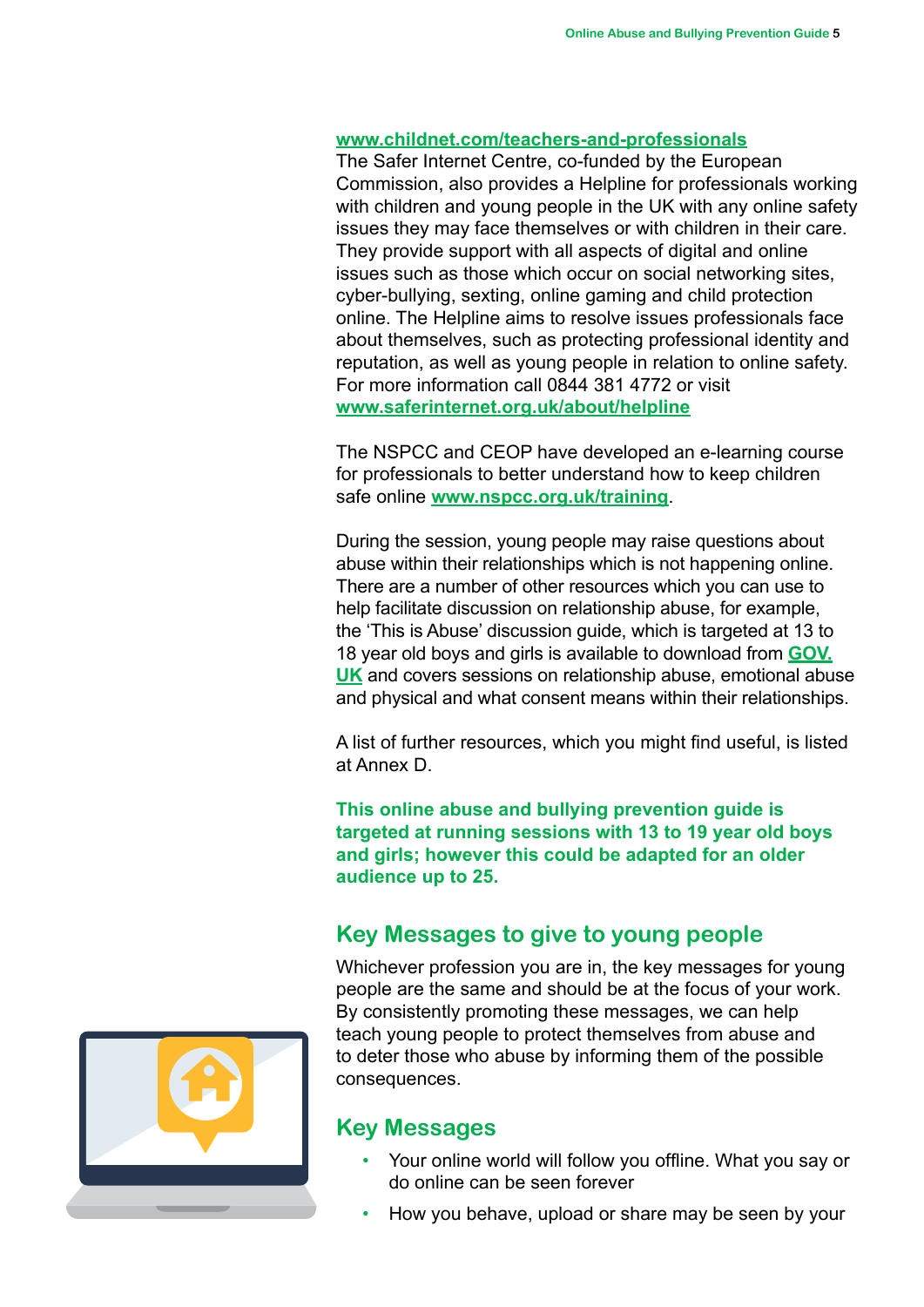**www.childnet.com/teachers-and-professionals**

The Safer Internet Centre, co-funded by the European Commission, also provides a Helpline for professionals working with children and young people in the UK with any online safety issues they may face themselves or with children in their care. They provide support with all aspects of digital and online issues such as those which occur on social networking sites, cyber-bullying, sexting, online gaming and child protection online. The Helpline aims to resolve issues professionals face about themselves, such as protecting professional identity and reputation, as well as young people in relation to online safety. For more information call 0844 381 4772 or visit **www.saferinternet.org.uk/about/helpline**

The NSPCC and CEOP have developed an e-learning course for professionals to better understand how to keep children safe online **www.nspcc.org.uk/training**.

During the session, young people may raise questions about abuse within their relationships which is not happening online. There are a number of other resources which you can use to help facilitate discussion on relationship abuse, for example, the 'This is Abuse' discussion guide, which is targeted at 13 to 18 year old boys and girls is available to download from **GOV.UK** and covers sessions on relationship abuse, emotional abuse and physical and what consent means within their relationships.

A list of further resources, which you might find useful, is listed at Annex D.

**This online abuse and bullying prevention guide is targeted at running sessions with 13 to 19 year old boys and girls; however this could be adapted for an older audience up to 25.**

## Key Messages to give to young people

Whichever profession you are in, the key messages for young people are the same and should be at the focus of your work. By consistently promoting these messages, we can help teach young people to protect themselves from abuse and to deter those who abuse by informing them of the possible consequences.

## Key Messages

- Your online world will follow you offline. What you say or do online can be seen forever
- How you behave, upload or share may be seen by your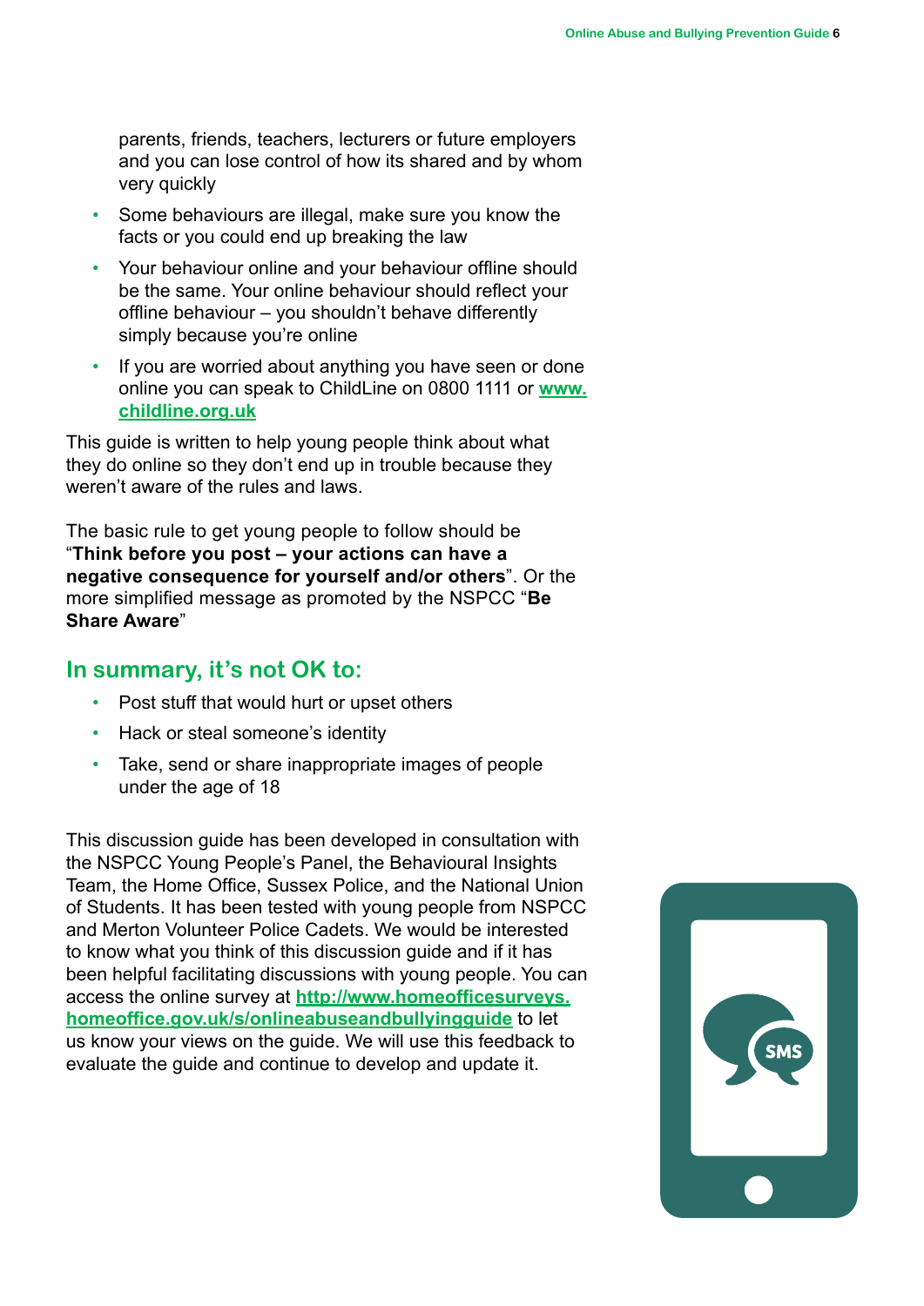parents, friends, teachers, lecturers or future employers and you can lose control of how its shared and by whom very quickly

- Some behaviours are illegal, make sure you know the facts or you could end up breaking the law
- Your behaviour online and your behaviour offline should be the same. Your online behaviour should reflect your offline behaviour – you shouldn't behave differently simply because you're online
- If you are worried about anything you have seen or done online you can speak to ChildLine on 0800 1111 or **www.childline.org.uk**

This guide is written to help young people think about what they do online so they don't end up in trouble because they weren't aware of the rules and laws.

The basic rule to get young people to follow should be "**Think before you post – your actions can have a negative consequence for yourself and/or others**". Or the more simplified message as promoted by the NSPCC "**Be Share Aware**"

## In summary, it's not OK to:

- Post stuff that would hurt or upset others
- Hack or steal someone's identity
- Take, send or share inappropriate images of people under the age of 18

This discussion guide has been developed in consultation with the NSPCC Young People's Panel, the Behavioural Insights Team, the Home Office, Sussex Police, and the National Union of Students. It has been tested with young people from NSPCC and Merton Volunteer Police Cadets. We would be interested to know what you think of this discussion guide and if it has been helpful facilitating discussions with young people. You can access the online survey at **http://www.homeofficesurveys.homeoffice.gov.uk/s/onlineabuseandbullyingguide** to let us know your views on the guide. We will use this feedback to evaluate the guide and continue to develop and update it.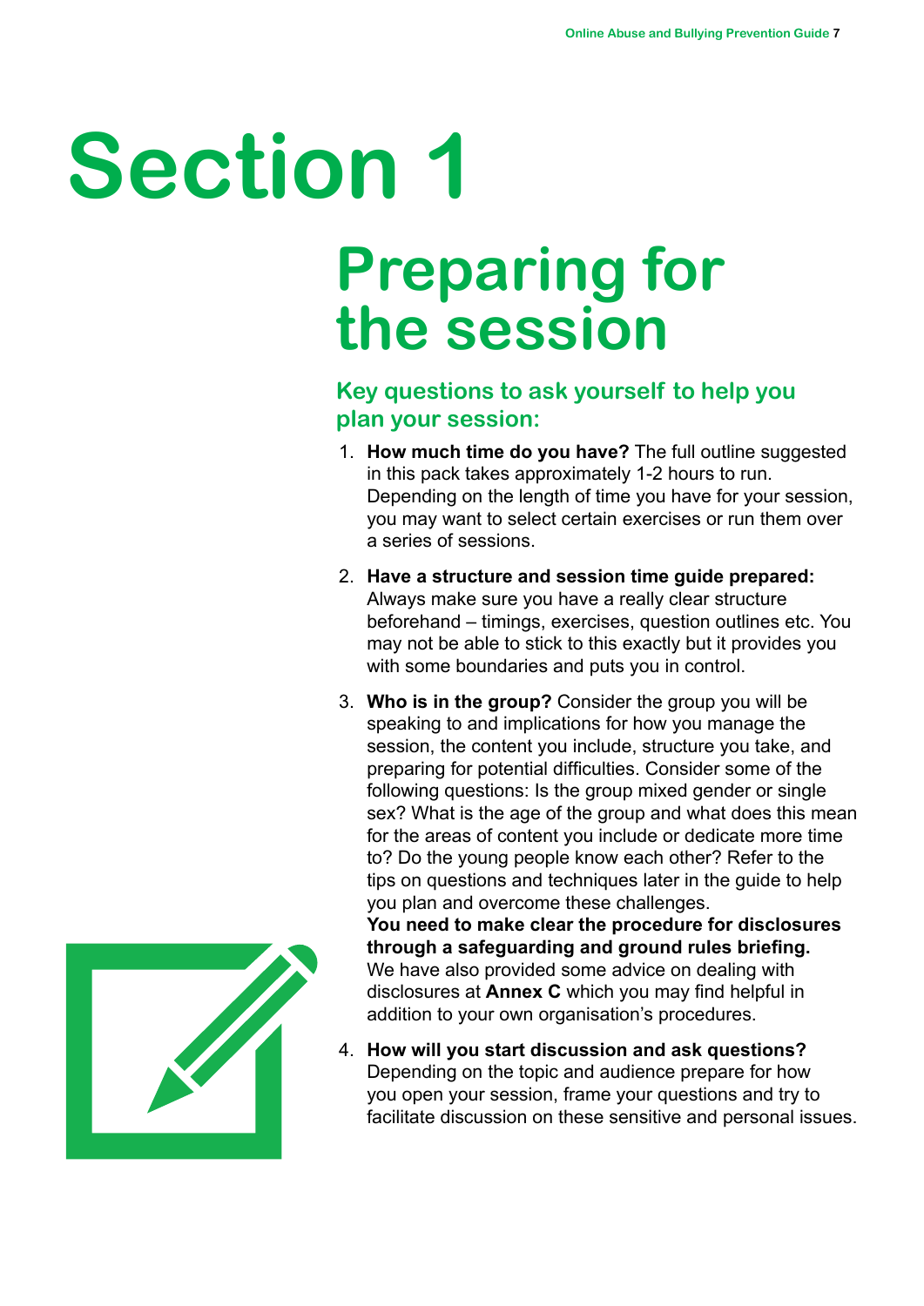# Section 1

## Preparing for the session

### Key questions to ask yourself to help you plan your session:

1. **How much time do you have?** The full outline suggested in this pack takes approximately 1-2 hours to run. Depending on the length of time you have for your session, you may want to select certain exercises or run them over a series of sessions.

2. **Have a structure and session time guide prepared:** Always make sure you have a really clear structure beforehand – timings, exercises, question outlines etc. You may not be able to stick to this exactly but it provides you with some boundaries and puts you in control.

3. **Who is in the group?** Consider the group you will be speaking to and implications for how you manage the session, the content you include, structure you take, and preparing for potential difficulties. Consider some of the following questions: Is the group mixed gender or single sex? What is the age of the group and what does this mean for the areas of content you include or dedicate more time to? Do the young people know each other? Refer to the tips on questions and techniques later in the guide to help you plan and overcome these challenges.
   **You need to make clear the procedure for disclosures through a safeguarding and ground rules briefing.** We have also provided some advice on dealing with disclosures at **Annex C** which you may find helpful in addition to your own organisation's procedures.

4. **How will you start discussion and ask questions?** Depending on the topic and audience prepare for how you open your session, frame your questions and try to facilitate discussion on these sensitive and personal issues.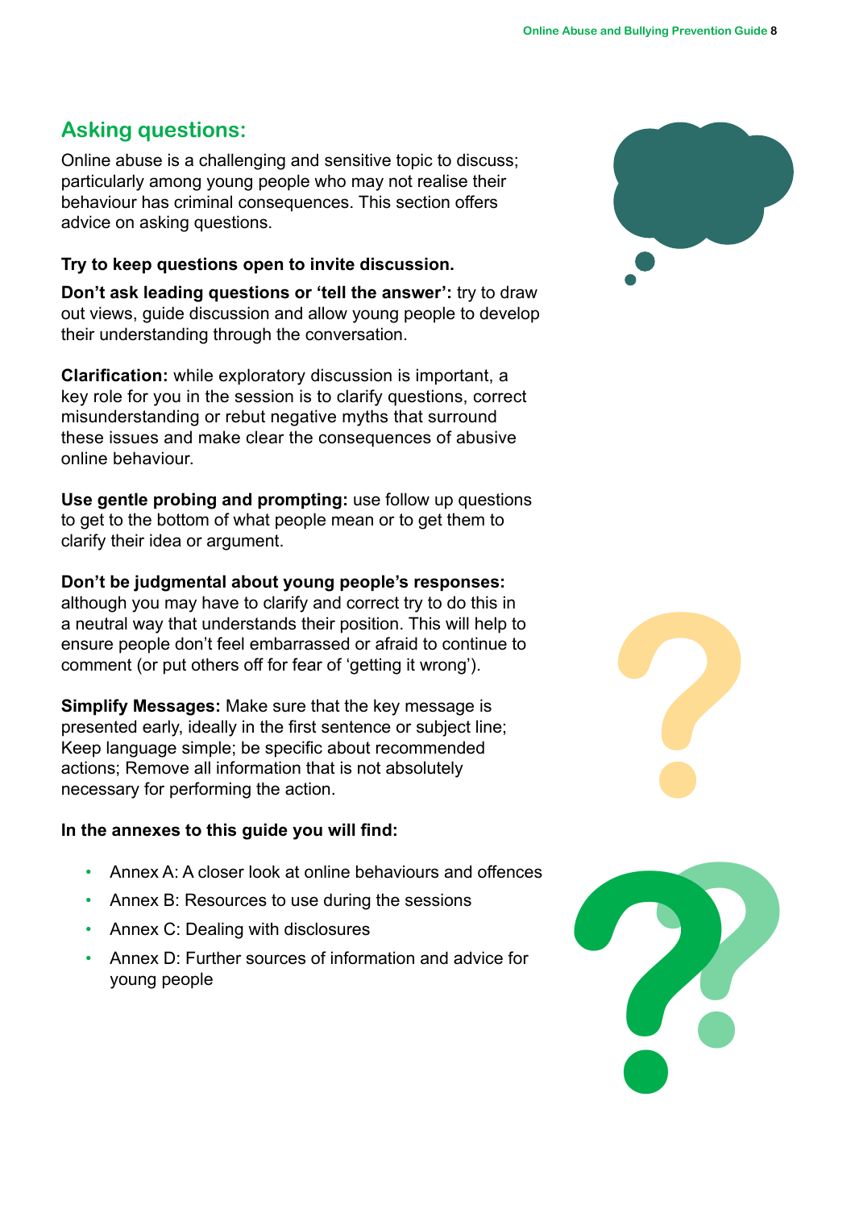## Asking questions:

Online abuse is a challenging and sensitive topic to discuss; particularly among young people who may not realise their behaviour has criminal consequences. This section offers advice on asking questions.

**Try to keep questions open to invite discussion.**

**Don't ask leading questions or 'tell the answer':** try to draw out views, guide discussion and allow young people to develop their understanding through the conversation.

**Clarification:** while exploratory discussion is important, a key role for you in the session is to clarify questions, correct misunderstanding or rebut negative myths that surround these issues and make clear the consequences of abusive online behaviour.

**Use gentle probing and prompting:** use follow up questions to get to the bottom of what people mean or to get them to clarify their idea or argument.

**Don't be judgmental about young people's responses:** although you may have to clarify and correct try to do this in a neutral way that understands their position. This will help to ensure people don't feel embarrassed or afraid to continue to comment (or put others off for fear of 'getting it wrong').

**Simplify Messages:** Make sure that the key message is presented early, ideally in the first sentence or subject line; Keep language simple; be specific about recommended actions; Remove all information that is not absolutely necessary for performing the action.

**In the annexes to this guide you will find:**

- Annex A: A closer look at online behaviours and offences
- Annex B: Resources to use during the sessions
- Annex C: Dealing with disclosures
- Annex D: Further sources of information and advice for young people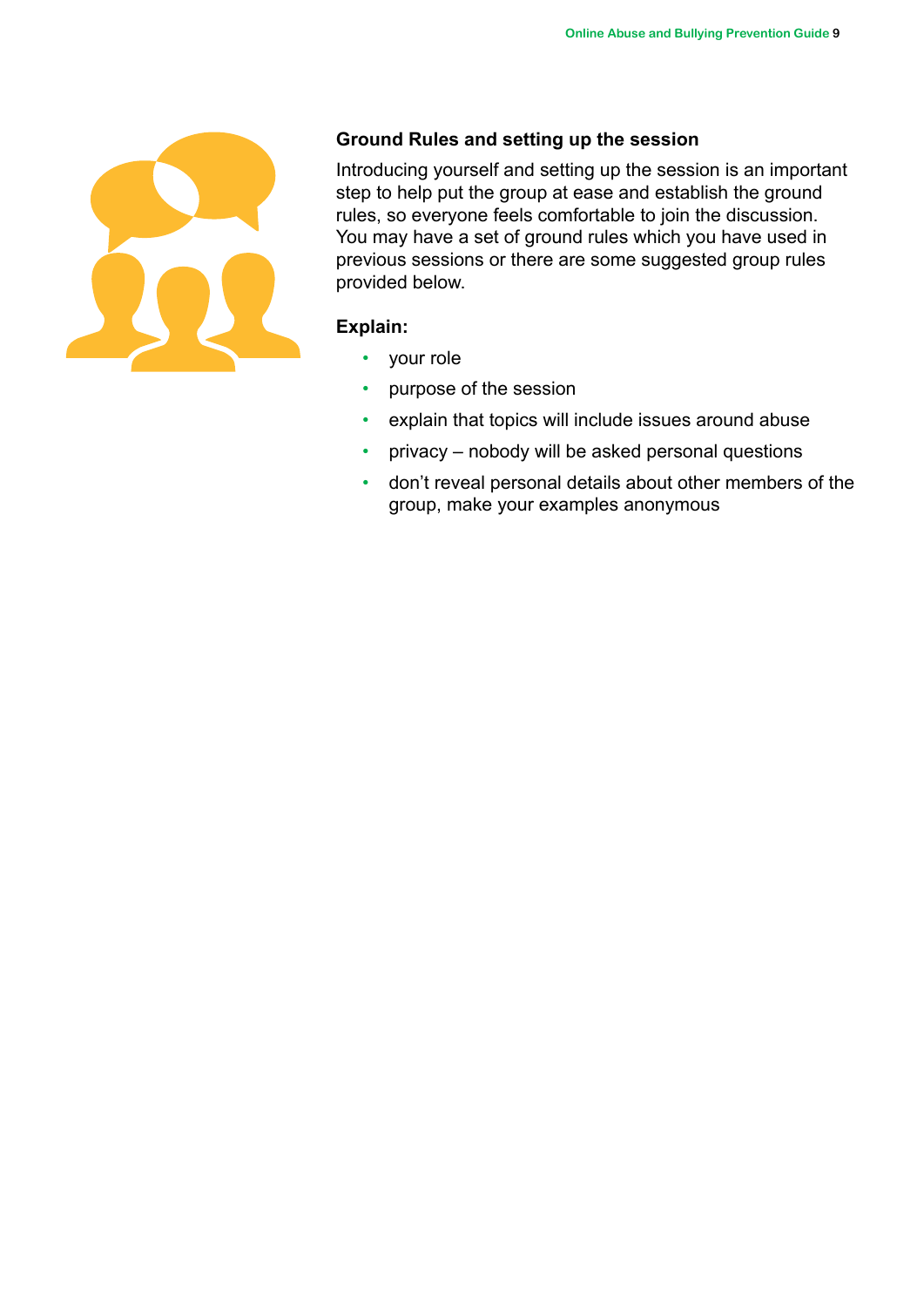## Ground Rules and setting up the session

Introducing yourself and setting up the session is an important step to help put the group at ease and establish the ground rules, so everyone feels comfortable to join the discussion. You may have a set of ground rules which you have used in previous sessions or there are some suggested group rules provided below.

**Explain:**

- your role
- purpose of the session
- explain that topics will include issues around abuse
- privacy – nobody will be asked personal questions
- don't reveal personal details about other members of the group, make your examples anonymous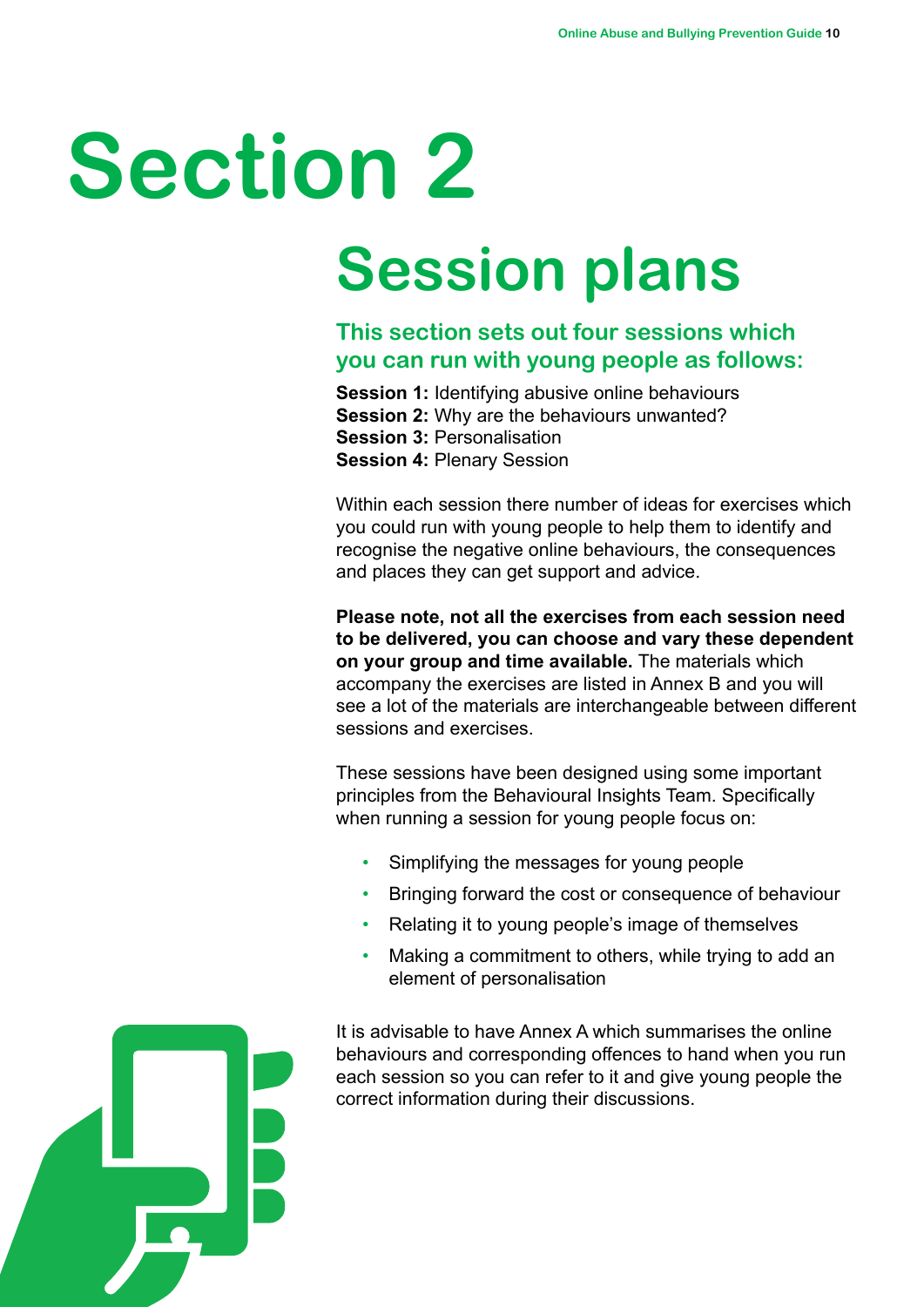# Section 2

## Session plans

### This section sets out four sessions which you can run with young people as follows:

**Session 1:** Identifying abusive online behaviours
**Session 2:** Why are the behaviours unwanted?
**Session 3:** Personalisation
**Session 4:** Plenary Session

Within each session there number of ideas for exercises which you could run with young people to help them to identify and recognise the negative online behaviours, the consequences and places they can get support and advice.

**Please note, not all the exercises from each session need to be delivered, you can choose and vary these dependent on your group and time available.** The materials which accompany the exercises are listed in Annex B and you will see a lot of the materials are interchangeable between different sessions and exercises.

These sessions have been designed using some important principles from the Behavioural Insights Team. Specifically when running a session for young people focus on:

- Simplifying the messages for young people
- Bringing forward the cost or consequence of behaviour
- Relating it to young people's image of themselves
- Making a commitment to others, while trying to add an element of personalisation

It is advisable to have Annex A which summarises the online behaviours and corresponding offences to hand when you run each session so you can refer to it and give young people the correct information during their discussions.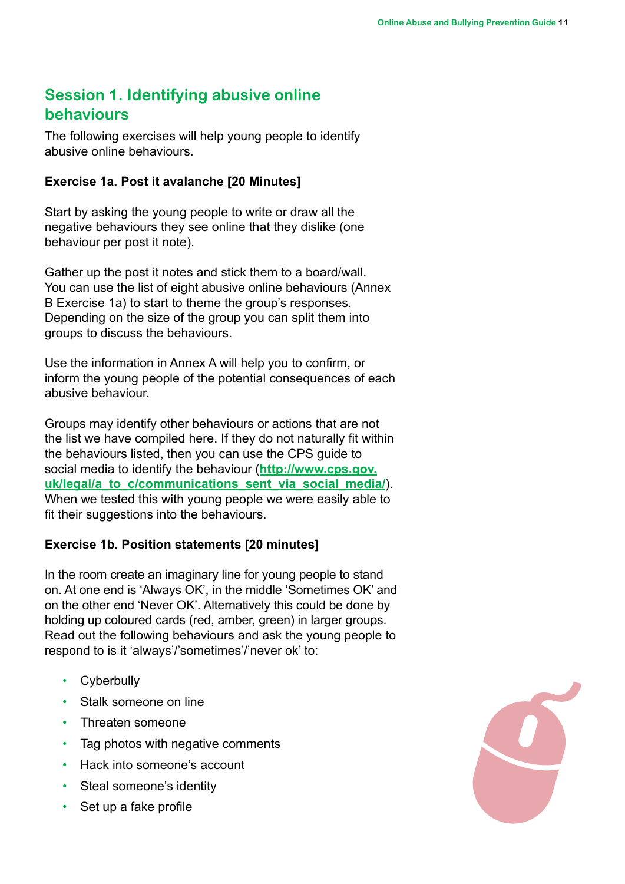## Session 1. Identifying abusive online behaviours

The following exercises will help young people to identify abusive online behaviours.

**Exercise 1a. Post it avalanche [20 Minutes]**

Start by asking the young people to write or draw all the negative behaviours they see online that they dislike (one behaviour per post it note).

Gather up the post it notes and stick them to a board/wall. You can use the list of eight abusive online behaviours (Annex B Exercise 1a) to start to theme the group's responses. Depending on the size of the group you can split them into groups to discuss the behaviours.

Use the information in Annex A will help you to confirm, or inform the young people of the potential consequences of each abusive behaviour.

Groups may identify other behaviours or actions that are not the list we have compiled here. If they do not naturally fit within the behaviours listed, then you can use the CPS guide to social media to identify the behaviour (http://www.cps.gov.uk/legal/a_to_c/communications_sent_via_social_media/). When we tested this with young people we were easily able to fit their suggestions into the behaviours.

**Exercise 1b. Position statements [20 minutes]**

In the room create an imaginary line for young people to stand on. At one end is 'Always OK', in the middle 'Sometimes OK' and on the other end 'Never OK'. Alternatively this could be done by holding up coloured cards (red, amber, green) in larger groups. Read out the following behaviours and ask the young people to respond to is it 'always'/'sometimes'/'never ok' to:

- Cyberbully
- Stalk someone on line
- Threaten someone
- Tag photos with negative comments
- Hack into someone's account
- Steal someone's identity
- Set up a fake profile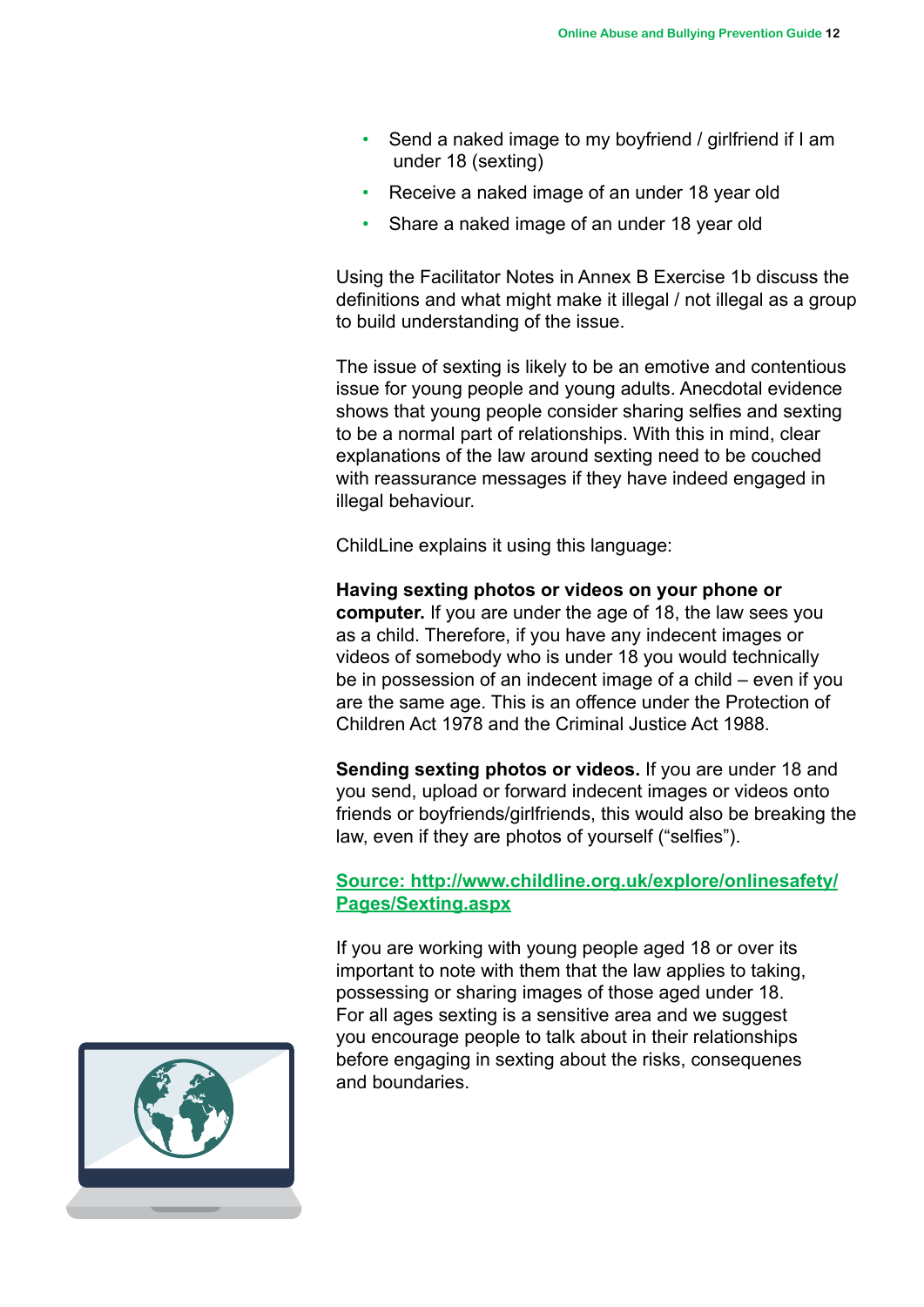- Send a naked image to my boyfriend / girlfriend if I am under 18 (sexting)
- Receive a naked image of an under 18 year old
- Share a naked image of an under 18 year old

Using the Facilitator Notes in Annex B Exercise 1b discuss the definitions and what might make it illegal / not illegal as a group to build understanding of the issue.

The issue of sexting is likely to be an emotive and contentious issue for young people and young adults. Anecdotal evidence shows that young people consider sharing selfies and sexting to be a normal part of relationships. With this in mind, clear explanations of the law around sexting need to be couched with reassurance messages if they have indeed engaged in illegal behaviour.

ChildLine explains it using this language:

**Having sexting photos or videos on your phone or computer.** If you are under the age of 18, the law sees you as a child. Therefore, if you have any indecent images or videos of somebody who is under 18 you would technically be in possession of an indecent image of a child – even if you are the same age. This is an offence under the Protection of Children Act 1978 and the Criminal Justice Act 1988.

**Sending sexting photos or videos.** If you are under 18 and you send, upload or forward indecent images or videos onto friends or boyfriends/girlfriends, this would also be breaking the law, even if they are photos of yourself ("selfies").

**Source: http://www.childline.org.uk/explore/onlinesafety/Pages/Sexting.aspx**

If you are working with young people aged 18 or over its important to note with them that the law applies to taking, possessing or sharing images of those aged under 18. For all ages sexting is a sensitive area and we suggest you encourage people to talk about in their relationships before engaging in sexting about the risks, consequenes and boundaries.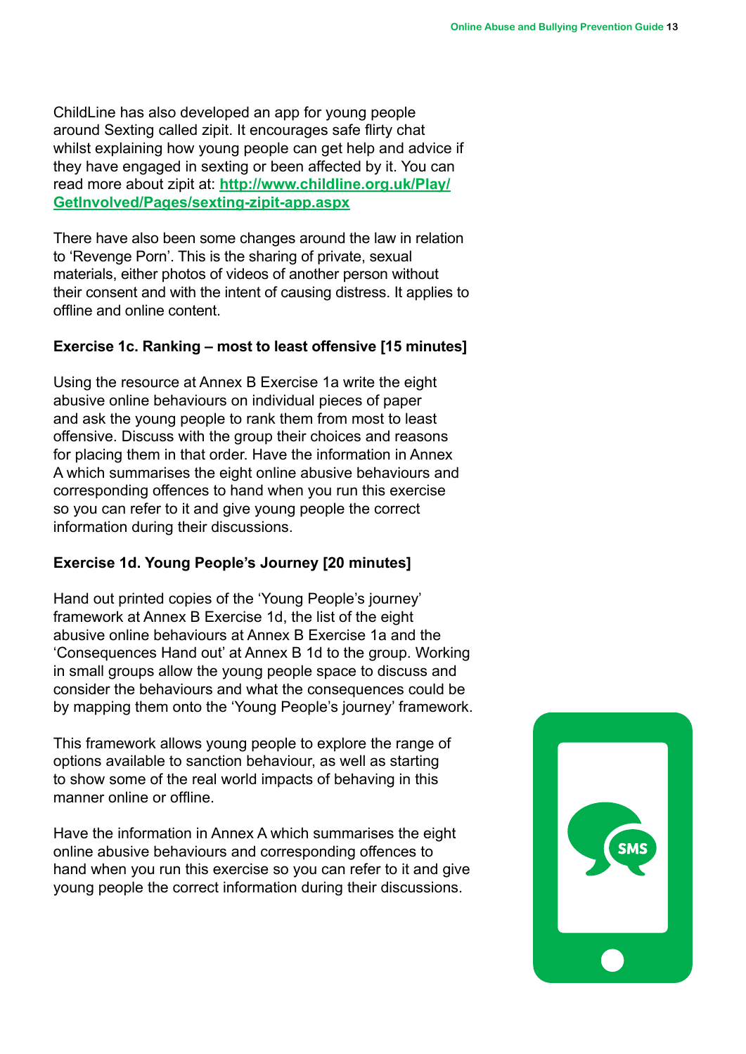ChildLine has also developed an app for young people around Sexting called zipit. It encourages safe flirty chat whilst explaining how young people can get help and advice if they have engaged in sexting or been affected by it. You can read more about zipit at: **[http://www.childline.org.uk/Play/GetInvolved/Pages/sexting-zipit-app.aspx](http://www.childline.org.uk/Play/GetInvolved/Pages/sexting-zipit-app.aspx)**

There have also been some changes around the law in relation to 'Revenge Porn'. This is the sharing of private, sexual materials, either photos of videos of another person without their consent and with the intent of causing distress. It applies to offline and online content.

**Exercise 1c. Ranking – most to least offensive [15 minutes]**

Using the resource at Annex B Exercise 1a write the eight abusive online behaviours on individual pieces of paper and ask the young people to rank them from most to least offensive. Discuss with the group their choices and reasons for placing them in that order. Have the information in Annex A which summarises the eight online abusive behaviours and corresponding offences to hand when you run this exercise so you can refer to it and give young people the correct information during their discussions.

**Exercise 1d. Young People's Journey [20 minutes]**

Hand out printed copies of the 'Young People's journey' framework at Annex B Exercise 1d, the list of the eight abusive online behaviours at Annex B Exercise 1a and the 'Consequences Hand out' at Annex B 1d to the group. Working in small groups allow the young people space to discuss and consider the behaviours and what the consequences could be by mapping them onto the 'Young People's journey' framework.

This framework allows young people to explore the range of options available to sanction behaviour, as well as starting to show some of the real world impacts of behaving in this manner online or offline.

Have the information in Annex A which summarises the eight online abusive behaviours and corresponding offences to hand when you run this exercise so you can refer to it and give young people the correct information during their discussions.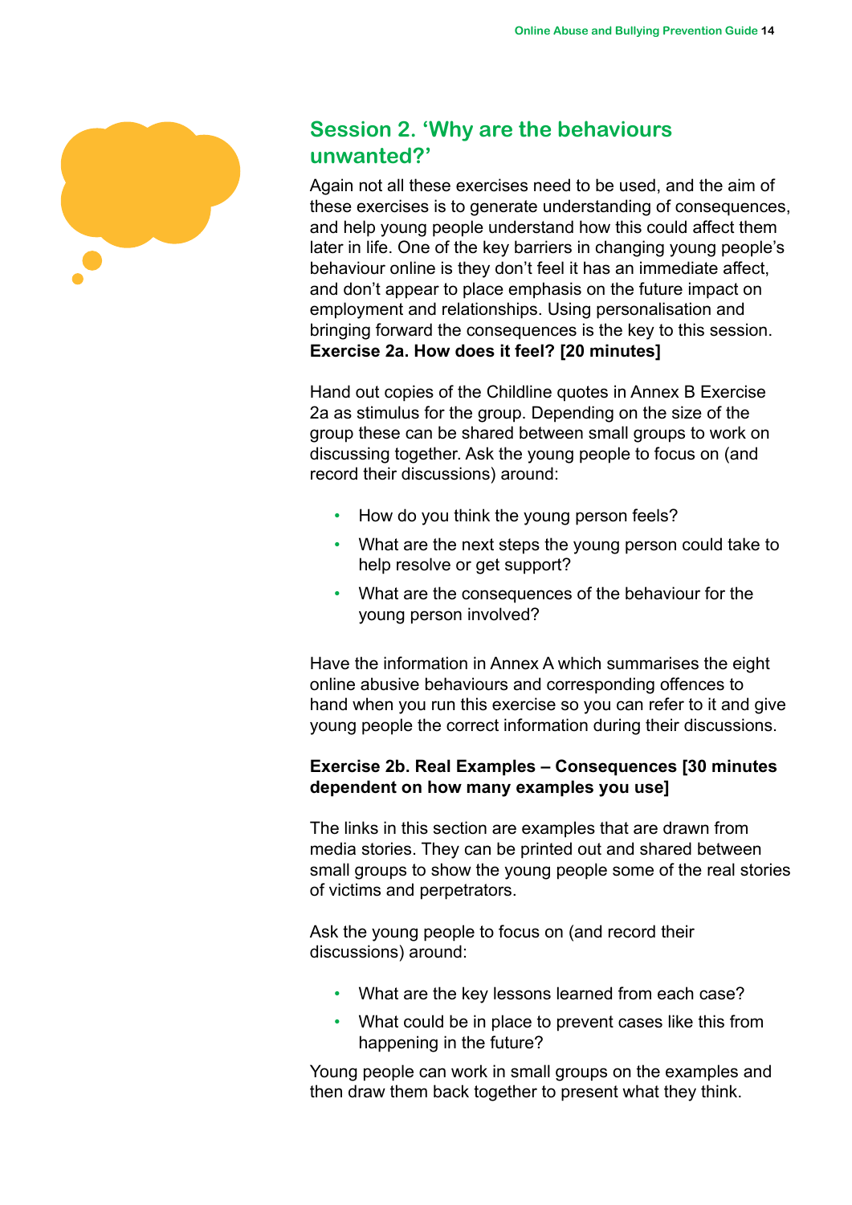## Session 2. 'Why are the behaviours unwanted?'

Again not all these exercises need to be used, and the aim of these exercises is to generate understanding of consequences, and help young people understand how this could affect them later in life. One of the key barriers in changing young people's behaviour online is they don't feel it has an immediate affect, and don't appear to place emphasis on the future impact on employment and relationships. Using personalisation and bringing forward the consequences is the key to this session.

**Exercise 2a. How does it feel? [20 minutes]**

Hand out copies of the Childline quotes in Annex B Exercise 2a as stimulus for the group. Depending on the size of the group these can be shared between small groups to work on discussing together. Ask the young people to focus on (and record their discussions) around:

- How do you think the young person feels?
- What are the next steps the young person could take to help resolve or get support?
- What are the consequences of the behaviour for the young person involved?

Have the information in Annex A which summarises the eight online abusive behaviours and corresponding offences to hand when you run this exercise so you can refer to it and give young people the correct information during their discussions.

**Exercise 2b. Real Examples – Consequences [30 minutes dependent on how many examples you use]**

The links in this section are examples that are drawn from media stories. They can be printed out and shared between small groups to show the young people some of the real stories of victims and perpetrators.

Ask the young people to focus on (and record their discussions) around:

- What are the key lessons learned from each case?
- What could be in place to prevent cases like this from happening in the future?

Young people can work in small groups on the examples and then draw them back together to present what they think.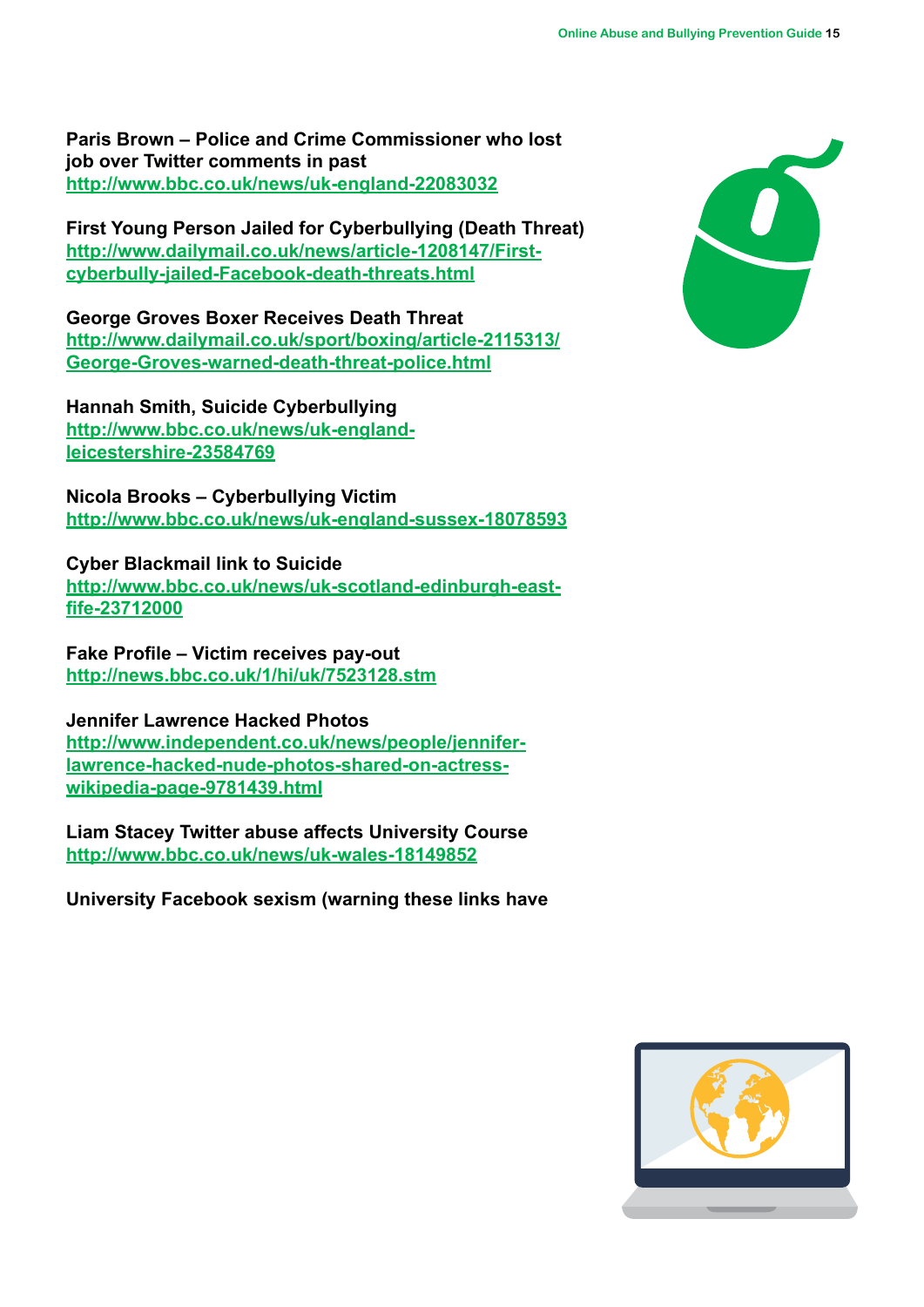**Paris Brown – Police and Crime Commissioner who lost job over Twitter comments in past**
http://www.bbc.co.uk/news/uk-england-22083032

**First Young Person Jailed for Cyberbullying (Death Threat)**
http://www.dailymail.co.uk/news/article-1208147/First-cyberbully-jailed-Facebook-death-threats.html

**George Groves Boxer Receives Death Threat**
http://www.dailymail.co.uk/sport/boxing/article-2115313/George-Groves-warned-death-threat-police.html

**Hannah Smith, Suicide Cyberbullying**
http://www.bbc.co.uk/news/uk-england-leicestershire-23584769

**Nicola Brooks – Cyberbullying Victim**
http://www.bbc.co.uk/news/uk-england-sussex-18078593

**Cyber Blackmail link to Suicide**
http://www.bbc.co.uk/news/uk-scotland-edinburgh-east-fife-23712000

**Fake Profile – Victim receives pay-out**
http://news.bbc.co.uk/1/hi/uk/7523128.stm

**Jennifer Lawrence Hacked Photos**
http://www.independent.co.uk/news/people/jennifer-lawrence-hacked-nude-photos-shared-on-actress-wikipedia-page-9781439.html

**Liam Stacey Twitter abuse affects University Course**
http://www.bbc.co.uk/news/uk-wales-18149852

**University Facebook sexism (warning these links have**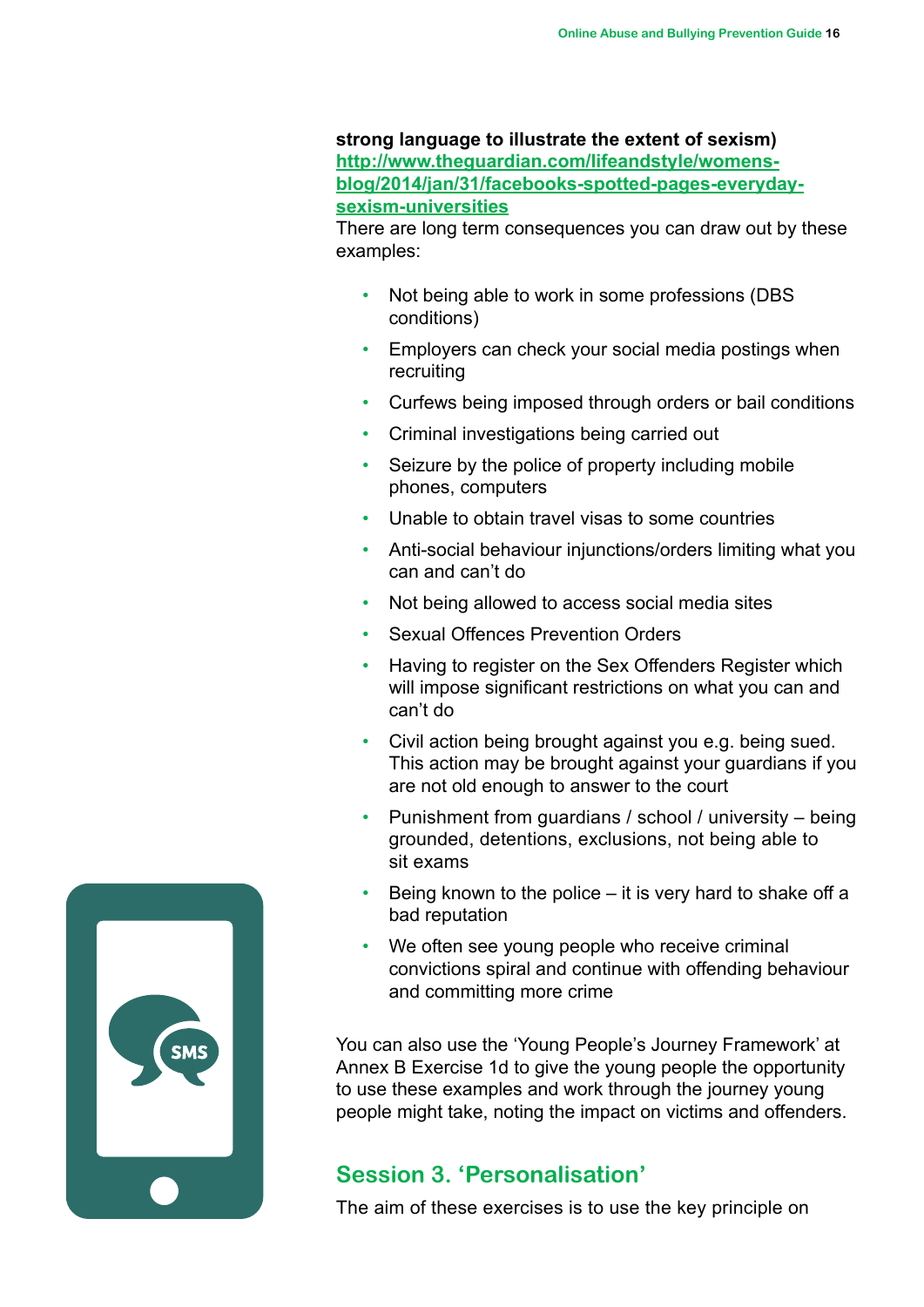**strong language to illustrate the extent of sexism)**
[http://www.theguardian.com/lifeandstyle/womens-blog/2014/jan/31/facebooks-spotted-pages-everyday-sexism-universities](http://www.theguardian.com/lifeandstyle/womens-blog/2014/jan/31/facebooks-spotted-pages-everyday-sexism-universities)
There are long term consequences you can draw out by these examples:

- Not being able to work in some professions (DBS conditions)
- Employers can check your social media postings when recruiting
- Curfews being imposed through orders or bail conditions
- Criminal investigations being carried out
- Seizure by the police of property including mobile phones, computers
- Unable to obtain travel visas to some countries
- Anti-social behaviour injunctions/orders limiting what you can and can't do
- Not being allowed to access social media sites
- Sexual Offences Prevention Orders
- Having to register on the Sex Offenders Register which will impose significant restrictions on what you can and can't do
- Civil action being brought against you e.g. being sued. This action may be brought against your guardians if you are not old enough to answer to the court
- Punishment from guardians / school / university – being grounded, detentions, exclusions, not being able to sit exams
- Being known to the police – it is very hard to shake off a bad reputation
- We often see young people who receive criminal convictions spiral and continue with offending behaviour and committing more crime

You can also use the 'Young People's Journey Framework' at Annex B Exercise 1d to give the young people the opportunity to use these examples and work through the journey young people might take, noting the impact on victims and offenders.

## Session 3. 'Personalisation'

The aim of these exercises is to use the key principle on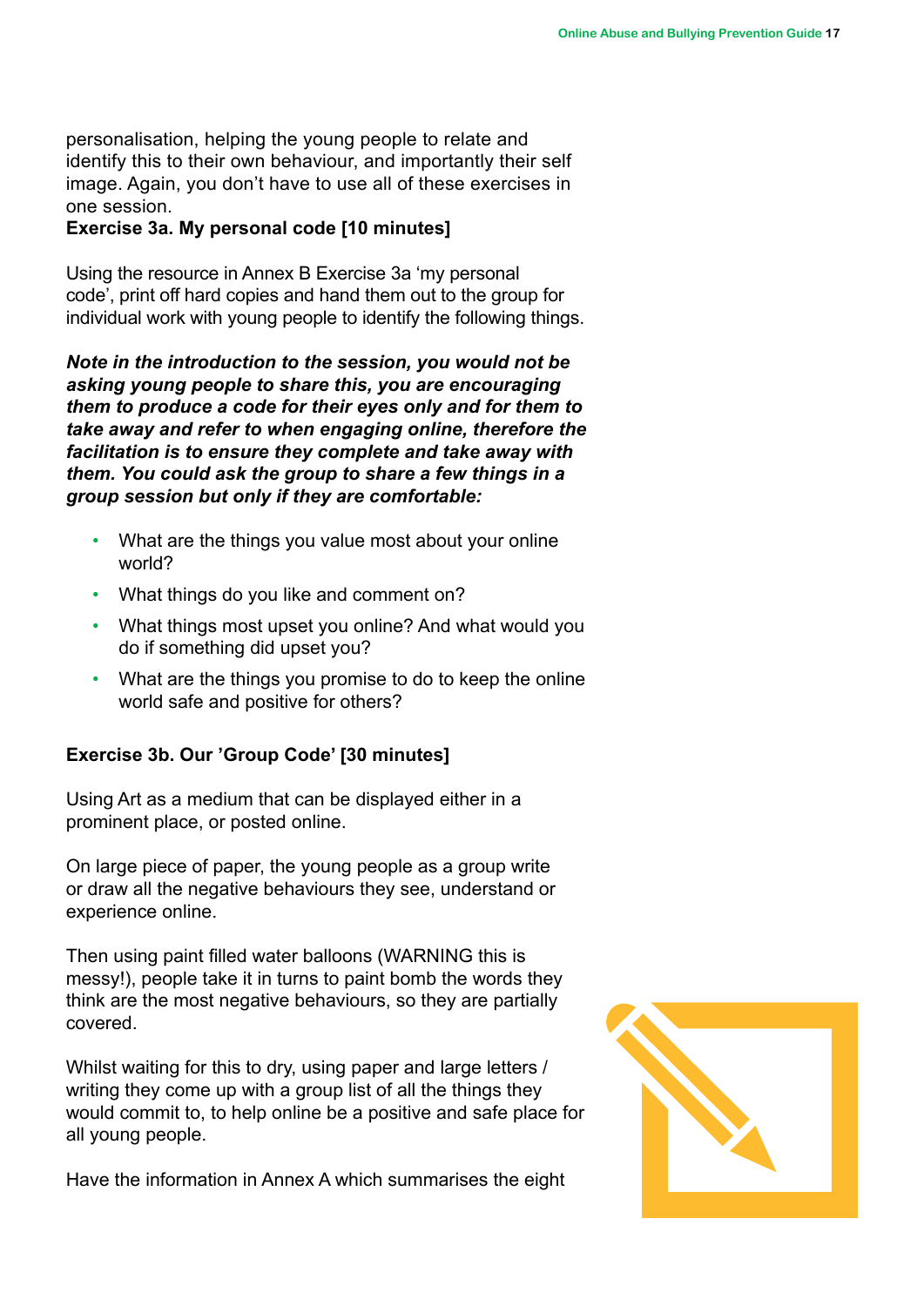personalisation, helping the young people to relate and identify this to their own behaviour, and importantly their self image. Again, you don't have to use all of these exercises in one session.

**Exercise 3a. My personal code [10 minutes]**

Using the resource in Annex B Exercise 3a 'my personal code', print off hard copies and hand them out to the group for individual work with young people to identify the following things.

***Note in the introduction to the session, you would not be asking young people to share this, you are encouraging them to produce a code for their eyes only and for them to take away and refer to when engaging online, therefore the facilitation is to ensure they complete and take away with them. You could ask the group to share a few things in a group session but only if they are comfortable:***

- What are the things you value most about your online world?
- What things do you like and comment on?
- What things most upset you online? And what would you do if something did upset you?
- What are the things you promise to do to keep the online world safe and positive for others?

**Exercise 3b. Our 'Group Code' [30 minutes]**

Using Art as a medium that can be displayed either in a prominent place, or posted online.

On large piece of paper, the young people as a group write or draw all the negative behaviours they see, understand or experience online.

Then using paint filled water balloons (WARNING this is messy!), people take it in turns to paint bomb the words they think are the most negative behaviours, so they are partially covered.

Whilst waiting for this to dry, using paper and large letters / writing they come up with a group list of all the things they would commit to, to help online be a positive and safe place for all young people.

Have the information in Annex A which summarises the eight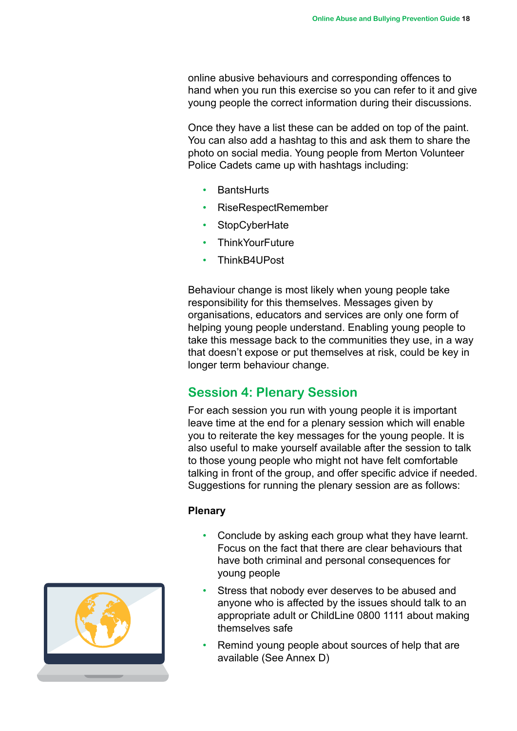online abusive behaviours and corresponding offences to hand when you run this exercise so you can refer to it and give young people the correct information during their discussions.

Once they have a list these can be added on top of the paint. You can also add a hashtag to this and ask them to share the photo on social media. Young people from Merton Volunteer Police Cadets came up with hashtags including:

- BantsHurts
- RiseRespectRemember
- StopCyberHate
- ThinkYourFuture
- ThinkB4UPost

Behaviour change is most likely when young people take responsibility for this themselves. Messages given by organisations, educators and services are only one form of helping young people understand. Enabling young people to take this message back to the communities they use, in a way that doesn't expose or put themselves at risk, could be key in longer term behaviour change.

## Session 4: Plenary Session

For each session you run with young people it is important leave time at the end for a plenary session which will enable you to reiterate the key messages for the young people. It is also useful to make yourself available after the session to talk to those young people who might not have felt comfortable talking in front of the group, and offer specific advice if needed. Suggestions for running the plenary session are as follows:

**Plenary**

- Conclude by asking each group what they have learnt. Focus on the fact that there are clear behaviours that have both criminal and personal consequences for young people
- Stress that nobody ever deserves to be abused and anyone who is affected by the issues should talk to an appropriate adult or ChildLine 0800 1111 about making themselves safe
- Remind young people about sources of help that are available (See Annex D)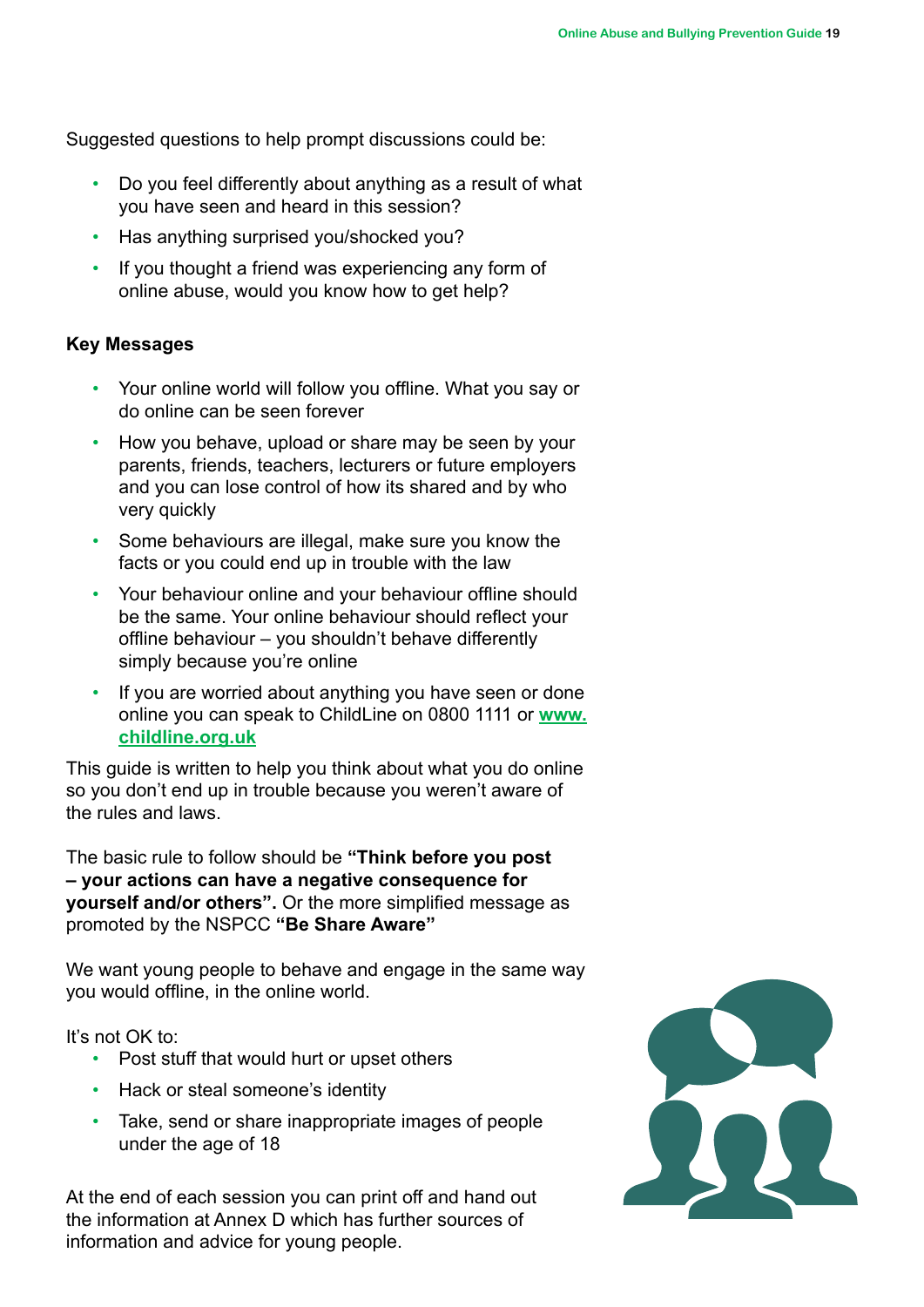Suggested questions to help prompt discussions could be:

- Do you feel differently about anything as a result of what you have seen and heard in this session?
- Has anything surprised you/shocked you?
- If you thought a friend was experiencing any form of online abuse, would you know how to get help?

**Key Messages**

- Your online world will follow you offline. What you say or do online can be seen forever
- How you behave, upload or share may be seen by your parents, friends, teachers, lecturers or future employers and you can lose control of how its shared and by who very quickly
- Some behaviours are illegal, make sure you know the facts or you could end up in trouble with the law
- Your behaviour online and your behaviour offline should be the same. Your online behaviour should reflect your offline behaviour – you shouldn't behave differently simply because you're online
- If you are worried about anything you have seen or done online you can speak to ChildLine on 0800 1111 or **www.childline.org.uk**

This guide is written to help you think about what you do online so you don't end up in trouble because you weren't aware of the rules and laws.

The basic rule to follow should be **"Think before you post – your actions can have a negative consequence for yourself and/or others".** Or the more simplified message as promoted by the NSPCC **"Be Share Aware"**

We want young people to behave and engage in the same way you would offline, in the online world.

It's not OK to:

- Post stuff that would hurt or upset others
- Hack or steal someone's identity
- Take, send or share inappropriate images of people under the age of 18

At the end of each session you can print off and hand out the information at Annex D which has further sources of information and advice for young people.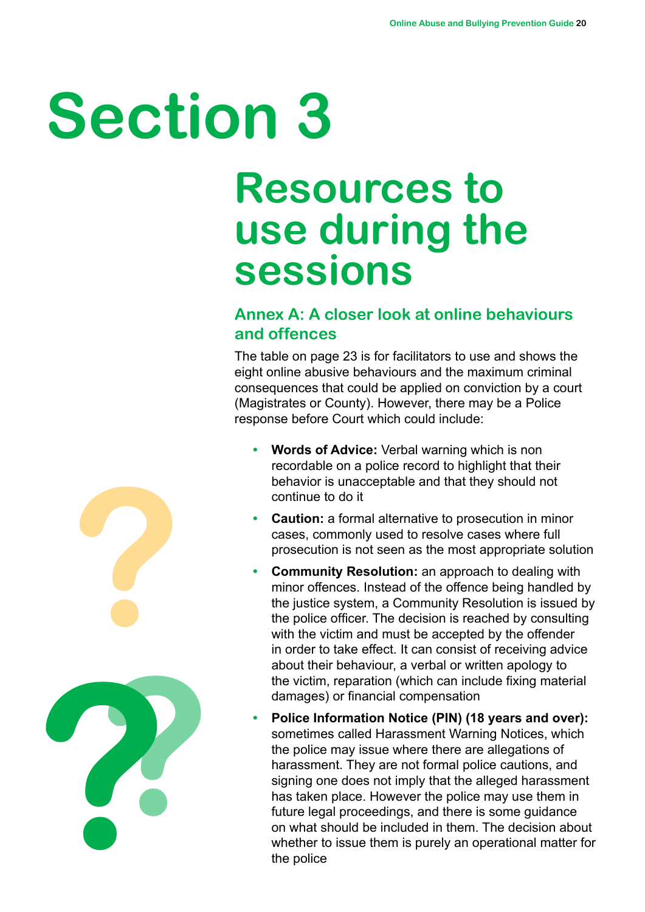# Section 3

## Resources to use during the sessions

### Annex A: A closer look at online behaviours and offences

The table on page 23 is for facilitators to use and shows the eight online abusive behaviours and the maximum criminal consequences that could be applied on conviction by a court (Magistrates or County). However, there may be a Police response before Court which could include:

- **Words of Advice:** Verbal warning which is non recordable on a police record to highlight that their behavior is unacceptable and that they should not continue to do it
- **Caution:** a formal alternative to prosecution in minor cases, commonly used to resolve cases where full prosecution is not seen as the most appropriate solution
- **Community Resolution:** an approach to dealing with minor offences. Instead of the offence being handled by the justice system, a Community Resolution is issued by the police officer. The decision is reached by consulting with the victim and must be accepted by the offender in order to take effect. It can consist of receiving advice about their behaviour, a verbal or written apology to the victim, reparation (which can include fixing material damages) or financial compensation
- **Police Information Notice (PIN) (18 years and over):** sometimes called Harassment Warning Notices, which the police may issue where there are allegations of harassment. They are not formal police cautions, and signing one does not imply that the alleged harassment has taken place. However the police may use them in future legal proceedings, and there is some guidance on what should be included in them. The decision about whether to issue them is purely an operational matter for the police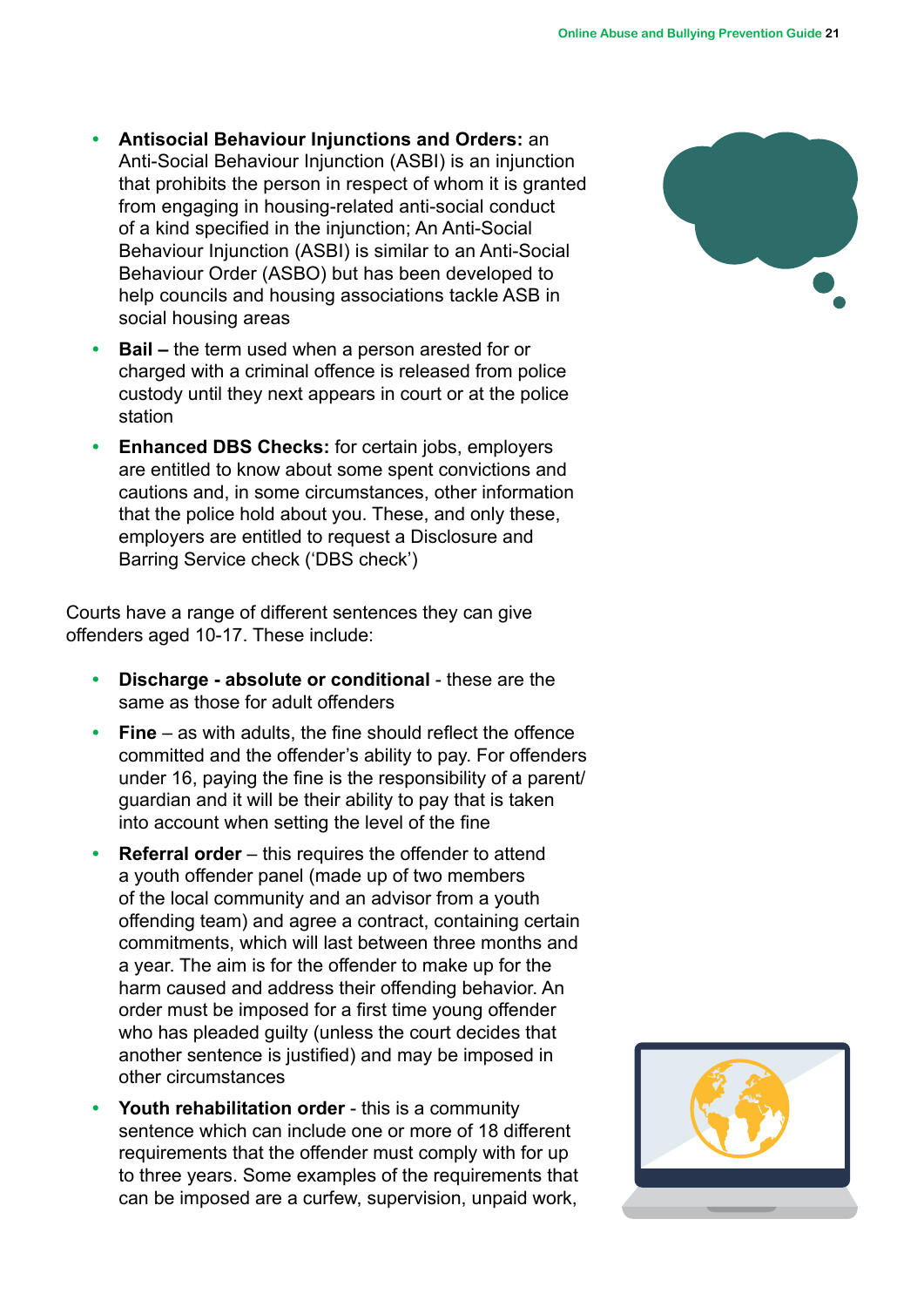- **Antisocial Behaviour Injunctions and Orders:** an Anti-Social Behaviour Injunction (ASBI) is an injunction that prohibits the person in respect of whom it is granted from engaging in housing-related anti-social conduct of a kind specified in the injunction; An Anti-Social Behaviour Injunction (ASBI) is similar to an Anti-Social Behaviour Order (ASBO) but has been developed to help councils and housing associations tackle ASB in social housing areas
- **Bail –** the term used when a person arested for or charged with a criminal offence is released from police custody until they next appears in court or at the police station
- **Enhanced DBS Checks:** for certain jobs, employers are entitled to know about some spent convictions and cautions and, in some circumstances, other information that the police hold about you. These, and only these, employers are entitled to request a Disclosure and Barring Service check ('DBS check')

Courts have a range of different sentences they can give offenders aged 10-17. These include:

- **Discharge - absolute or conditional** - these are the same as those for adult offenders
- **Fine** – as with adults, the fine should reflect the offence committed and the offender's ability to pay. For offenders under 16, paying the fine is the responsibility of a parent/ guardian and it will be their ability to pay that is taken into account when setting the level of the fine
- **Referral order** – this requires the offender to attend a youth offender panel (made up of two members of the local community and an advisor from a youth offending team) and agree a contract, containing certain commitments, which will last between three months and a year. The aim is for the offender to make up for the harm caused and address their offending behavior. An order must be imposed for a first time young offender who has pleaded guilty (unless the court decides that another sentence is justified) and may be imposed in other circumstances
- **Youth rehabilitation order** - this is a community sentence which can include one or more of 18 different requirements that the offender must comply with for up to three years. Some examples of the requirements that can be imposed are a curfew, supervision, unpaid work,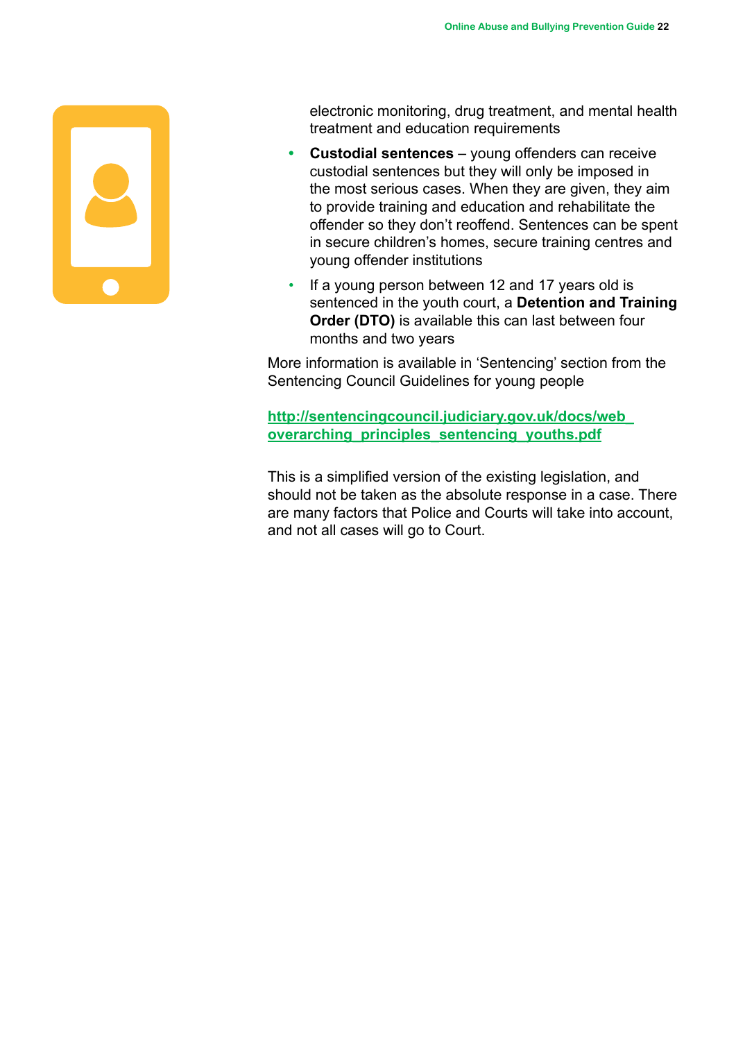electronic monitoring, drug treatment, and mental health treatment and education requirements

- **Custodial sentences** – young offenders can receive custodial sentences but they will only be imposed in the most serious cases. When they are given, they aim to provide training and education and rehabilitate the offender so they don't reoffend. Sentences can be spent in secure children's homes, secure training centres and young offender institutions
- If a young person between 12 and 17 years old is sentenced in the youth court, a **Detention and Training Order (DTO)** is available this can last between four months and two years

More information is available in 'Sentencing' section from the Sentencing Council Guidelines for young people

**http://sentencingcouncil.judiciary.gov.uk/docs/web_overarching_principles_sentencing_youths.pdf**

This is a simplified version of the existing legislation, and should not be taken as the absolute response in a case. There are many factors that Police and Courts will take into account, and not all cases will go to Court.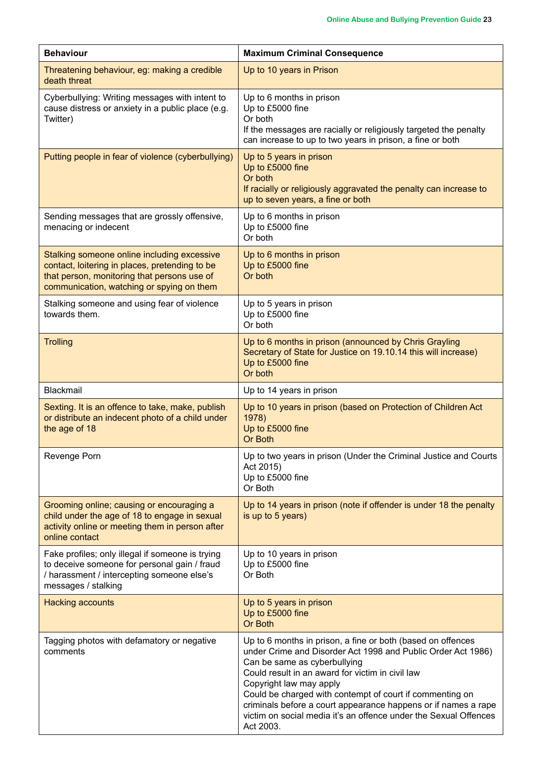| Behaviour | Maximum Criminal Consequence |
| --- | --- |
| Threatening behaviour, eg: making a credible death threat | Up to 10 years in Prison |
| Cyberbullying: Writing messages with intent to cause distress or anxiety in a public place (e.g. Twitter) | Up to 6 months in prison<br>Up to £5000 fine<br>Or both<br>If the messages are racially or religiously targeted the penalty can increase to up to two years in prison, a fine or both |
| Putting people in fear of violence (cyberbullying) | Up to 5 years in prison<br>Up to £5000 fine<br>Or both<br>If racially or religiously aggravated the penalty can increase to up to seven years, a fine or both |
| Sending messages that are grossly offensive, menacing or indecent | Up to 6 months in prison<br>Up to £5000 fine<br>Or both |
| Stalking someone online including excessive contact, loitering in places, pretending to be that person, monitoring that persons use of communication, watching or spying on them | Up to 6 months in prison<br>Up to £5000 fine<br>Or both |
| Stalking someone and using fear of violence towards them. | Up to 5 years in prison<br>Up to £5000 fine<br>Or both |
| Trolling | Up to 6 months in prison (announced by Chris Grayling Secretary of State for Justice on 19.10.14 this will increase)<br>Up to £5000 fine<br>Or both |
| Blackmail | Up to 14 years in prison |
| Sexting. It is an offence to take, make, publish or distribute an indecent photo of a child under the age of 18 | Up to 10 years in prison (based on Protection of Children Act 1978)<br>Up to £5000 fine<br>Or Both |
| Revenge Porn | Up to two years in prison (Under the Criminal Justice and Courts Act 2015)<br>Up to £5000 fine<br>Or Both |
| Grooming online; causing or encouraging a child under the age of 18 to engage in sexual activity online or meeting them in person after online contact | Up to 14 years in prison (note if offender is under 18 the penalty is up to 5 years) |
| Fake profiles; only illegal if someone is trying to deceive someone for personal gain / fraud / harassment / intercepting someone else's messages / stalking | Up to 10 years in prison<br>Up to £5000 fine<br>Or Both |
| Hacking accounts | Up to 5 years in prison<br>Up to £5000 fine<br>Or Both |
| Tagging photos with defamatory or negative comments | Up to 6 months in prison, a fine or both (based on offences under Crime and Disorder Act 1998 and Public Order Act 1986)<br>Can be same as cyberbullying<br>Could result in an award for victim in civil law<br>Copyright law may apply<br>Could be charged with contempt of court if commenting on criminals before a court appearance happens or if names a rape victim on social media it's an offence under the Sexual Offences Act 2003. |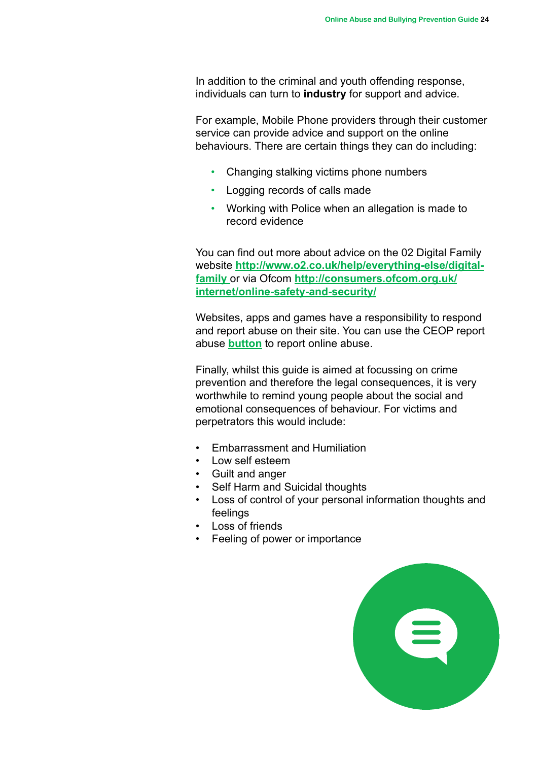In addition to the criminal and youth offending response, individuals can turn to **industry** for support and advice.

For example, Mobile Phone providers through their customer service can provide advice and support on the online behaviours. There are certain things they can do including:

- Changing stalking victims phone numbers
- Logging records of calls made
- Working with Police when an allegation is made to record evidence

You can find out more about advice on the 02 Digital Family website **http://www.o2.co.uk/help/everything-else/digital-family** or via Ofcom **http://consumers.ofcom.org.uk/internet/online-safety-and-security/**

Websites, apps and games have a responsibility to respond and report abuse on their site. You can use the CEOP report abuse **button** to report online abuse.

Finally, whilst this guide is aimed at focussing on crime prevention and therefore the legal consequences, it is very worthwhile to remind young people about the social and emotional consequences of behaviour. For victims and perpetrators this would include:

- Embarrassment and Humiliation
- Low self esteem
- Guilt and anger
- Self Harm and Suicidal thoughts
- Loss of control of your personal information thoughts and feelings
- Loss of friends
- Feeling of power or importance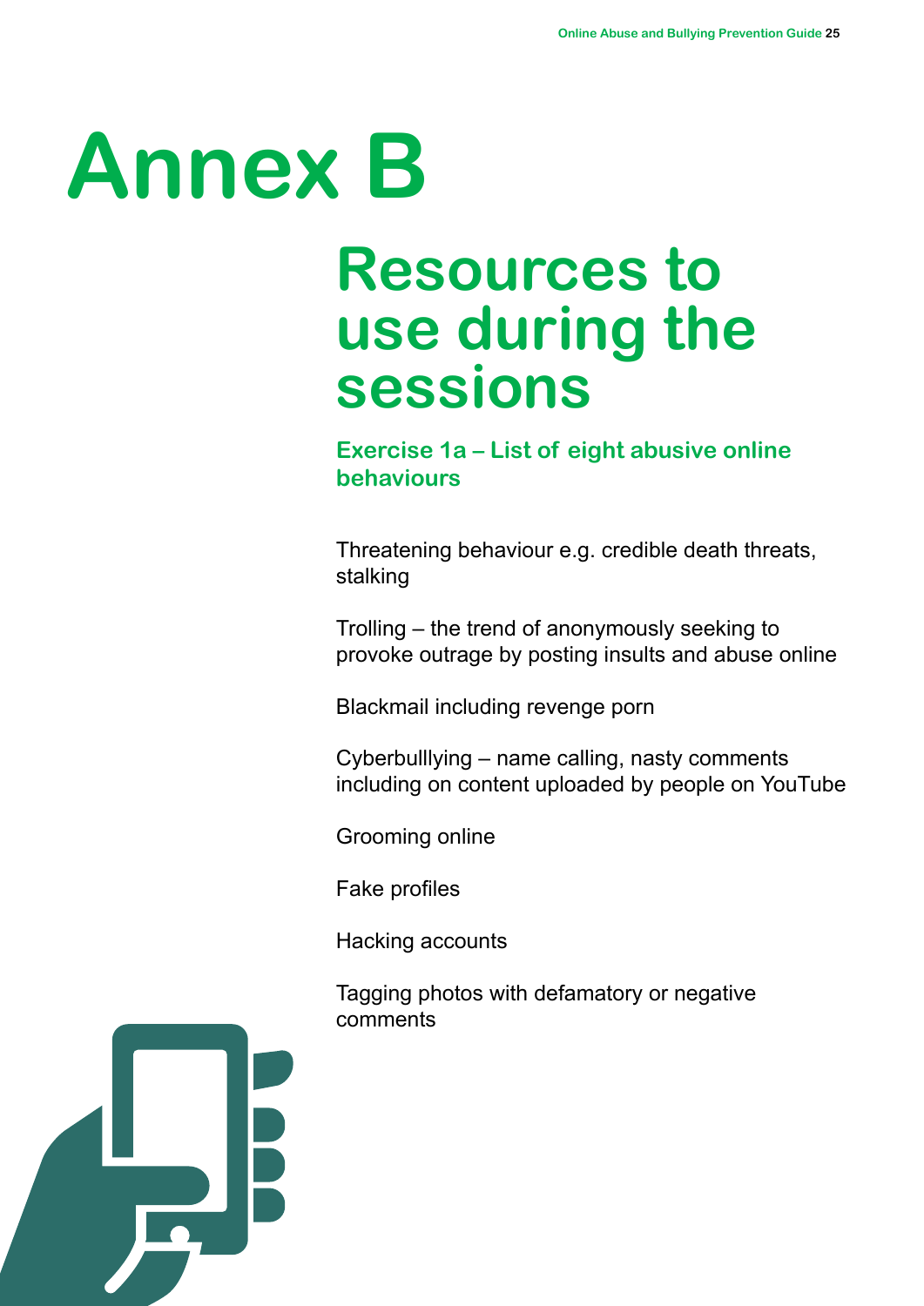# Annex B

## Resources to use during the sessions

### Exercise 1a – List of eight abusive online behaviours

Threatening behaviour e.g. credible death threats, stalking

Trolling – the trend of anonymously seeking to provoke outrage by posting insults and abuse online

Blackmail including revenge porn

Cyberbulllying – name calling, nasty comments including on content uploaded by people on YouTube

Grooming online

Fake profiles

Hacking accounts

Tagging photos with defamatory or negative comments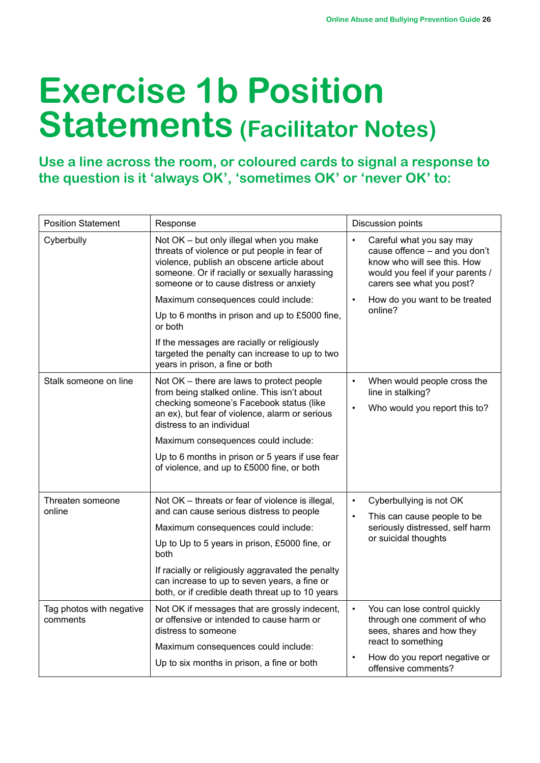# Exercise 1b Position Statements (Facilitator Notes)

**Use a line across the room, or coloured cards to signal a response to the question is it 'always OK', 'sometimes OK' or 'never OK' to:**

| Position Statement | Response | Discussion points |
|---|---|---|
| Cyberbully | Not OK – but only illegal when you make threats of violence or put people in fear of violence, publish an obscene article about someone. Or if racially or sexually harassing someone or to cause distress or anxiety<br><br>Maximum consequences could include:<br><br>Up to 6 months in prison and up to £5000 fine, or both<br><br>If the messages are racially or religiously targeted the penalty can increase to up to two years in prison, a fine or both | • Careful what you say may cause offence – and you don't know who will see this. How would you feel if your parents / carers see what you post?<br>• How do you want to be treated online? |
| Stalk someone on line | Not OK – there are laws to protect people from being stalked online. This isn't about checking someone's Facebook status (like an ex), but fear of violence, alarm or serious distress to an individual<br><br>Maximum consequences could include:<br><br>Up to 6 months in prison or 5 years if use fear of violence, and up to £5000 fine, or both | • When would people cross the line in stalking?<br>• Who would you report this to? |
| Threaten someone online | Not OK – threats or fear of violence is illegal, and can cause serious distress to people<br><br>Maximum consequences could include:<br><br>Up to Up to 5 years in prison, £5000 fine, or both<br><br>If racially or religiously aggravated the penalty can increase to up to seven years, a fine or both, or if credible death threat up to 10 years | • Cyberbullying is not OK<br>• This can cause people to be seriously distressed, self harm or suicidal thoughts |
| Tag photos with negative comments | Not OK if messages that are grossly indecent, or offensive or intended to cause harm or distress to someone<br><br>Maximum consequences could include:<br><br>Up to six months in prison, a fine or both | • You can lose control quickly through one comment of who sees, shares and how they react to something<br>• How do you report negative or offensive comments? |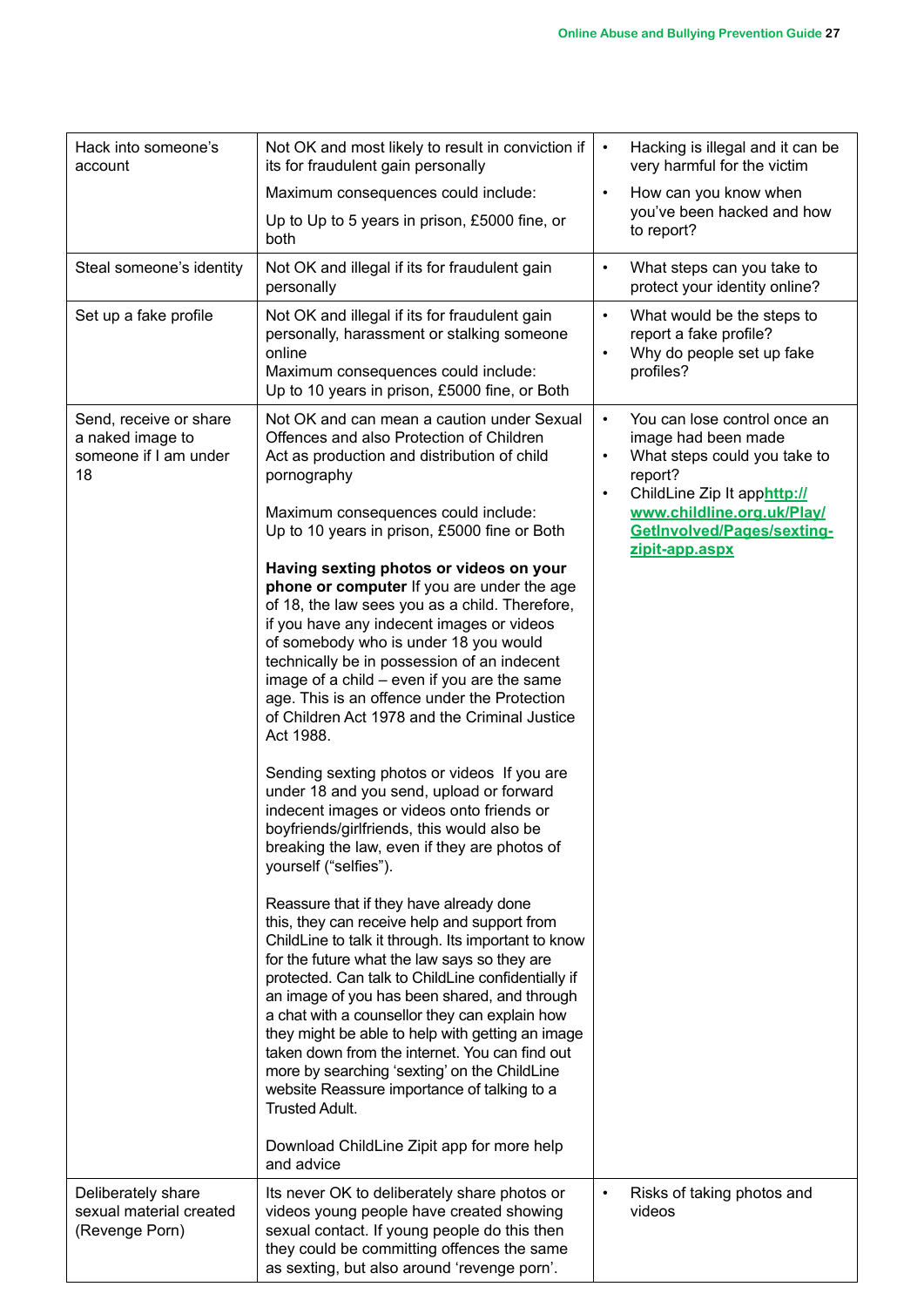| Hack into someone's account | Not OK and most likely to result in conviction if its for fraudulent gain personally<br><br>Maximum consequences could include:<br><br>Up to Up to 5 years in prison, £5000 fine, or both | • Hacking is illegal and it can be very harmful for the victim<br>• How can you know when you've been hacked and how to report? |
|---|---|---|
| Steal someone's identity | Not OK and illegal if its for fraudulent gain personally | • What steps can you take to protect your identity online? |
| Set up a fake profile | Not OK and illegal if its for fraudulent gain personally, harassment or stalking someone online<br>Maximum consequences could include:<br>Up to 10 years in prison, £5000 fine, or Both | • What would be the steps to report a fake profile?<br>• Why do people set up fake profiles? |
| Send, receive or share a naked image to someone if I am under 18 | Not OK and can mean a caution under Sexual Offences and also Protection of Children Act as production and distribution of child pornography<br><br>Maximum consequences could include:<br>Up to 10 years in prison, £5000 fine or Both<br><br>**Having sexting photos or videos on your phone or computer** If you are under the age of 18, the law sees you as a child. Therefore, if you have any indecent images or videos of somebody who is under 18 you would technically be in possession of an indecent image of a child – even if you are the same age. This is an offence under the Protection of Children Act 1978 and the Criminal Justice Act 1988.<br><br>Sending sexting photos or videos If you are under 18 and you send, upload or forward indecent images or videos onto friends or boyfriends/girlfriends, this would also be breaking the law, even if they are photos of yourself ("selfies").<br><br>Reassure that if they have already done this, they can receive help and support from ChildLine to talk it through. Its important to know for the future what the law says so they are protected. Can talk to ChildLine confidentially if an image of you has been shared, and through a chat with a counsellor they can explain how they might be able to help with getting an image taken down from the internet. You can find out more by searching 'sexting' on the ChildLine website Reassure importance of talking to a Trusted Adult.<br><br>Download ChildLine Zipit app for more help and advice | • You can lose control once an image had been made<br>• What steps could you take to report?<br>• ChildLine Zip It app**http://www.childline.org.uk/Play/GetInvolved/Pages/sexting-zipit-app.aspx** |
| Deliberately share sexual material created (Revenge Porn) | Its never OK to deliberately share photos or videos young people have created showing sexual contact. If young people do this then they could be committing offences the same as sexting, but also around 'revenge porn'. | • Risks of taking photos and videos |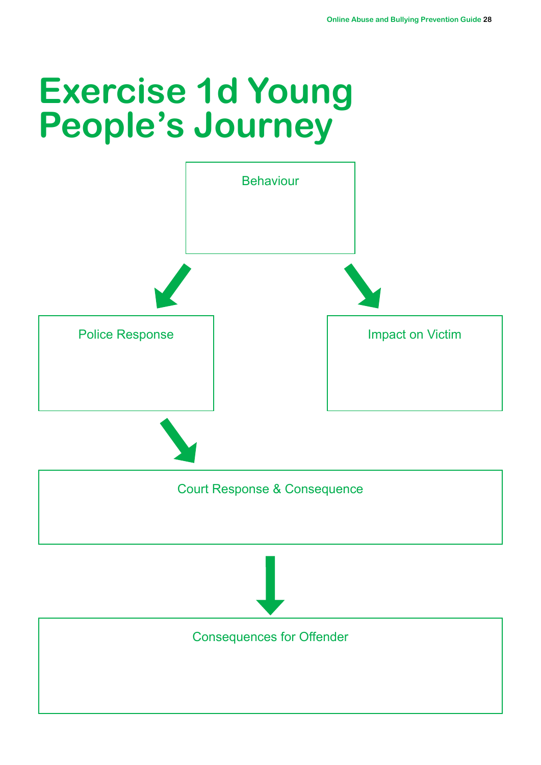# Exercise 1d Young People's Journey

Behaviour

Police Response

Impact on Victim

Court Response & Consequence

Consequences for Offender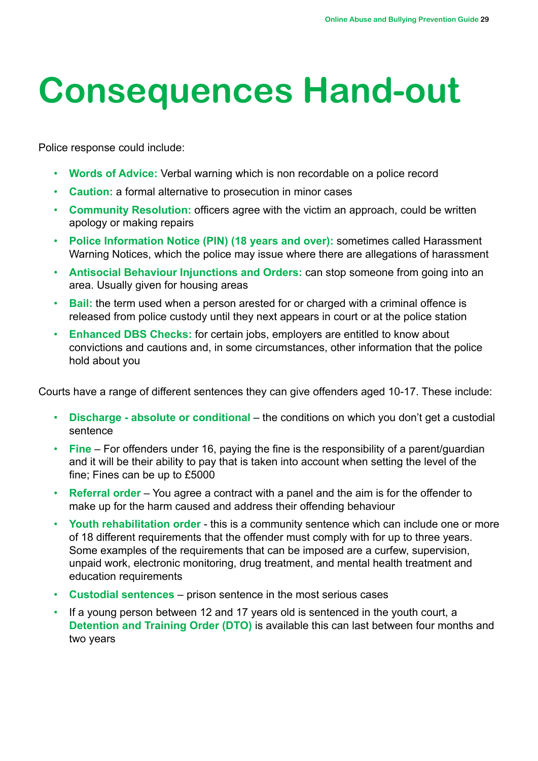# Consequences Hand-out

Police response could include:

- **Words of Advice:** Verbal warning which is non recordable on a police record
- **Caution:** a formal alternative to prosecution in minor cases
- **Community Resolution:** officers agree with the victim an approach, could be written apology or making repairs
- **Police Information Notice (PIN) (18 years and over):** sometimes called Harassment Warning Notices, which the police may issue where there are allegations of harassment
- **Antisocial Behaviour Injunctions and Orders:** can stop someone from going into an area. Usually given for housing areas
- **Bail:** the term used when a person arested for or charged with a criminal offence is released from police custody until they next appears in court or at the police station
- **Enhanced DBS Checks:** for certain jobs, employers are entitled to know about convictions and cautions and, in some circumstances, other information that the police hold about you

Courts have a range of different sentences they can give offenders aged 10-17. These include:

- **Discharge - absolute or conditional** – the conditions on which you don't get a custodial sentence
- **Fine** – For offenders under 16, paying the fine is the responsibility of a parent/guardian and it will be their ability to pay that is taken into account when setting the level of the fine; Fines can be up to £5000
- **Referral order** – You agree a contract with a panel and the aim is for the offender to make up for the harm caused and address their offending behaviour
- **Youth rehabilitation order** - this is a community sentence which can include one or more of 18 different requirements that the offender must comply with for up to three years. Some examples of the requirements that can be imposed are a curfew, supervision, unpaid work, electronic monitoring, drug treatment, and mental health treatment and education requirements
- **Custodial sentences** – prison sentence in the most serious cases
- If a young person between 12 and 17 years old is sentenced in the youth court, a **Detention and Training Order (DTO)** is available this can last between four months and two years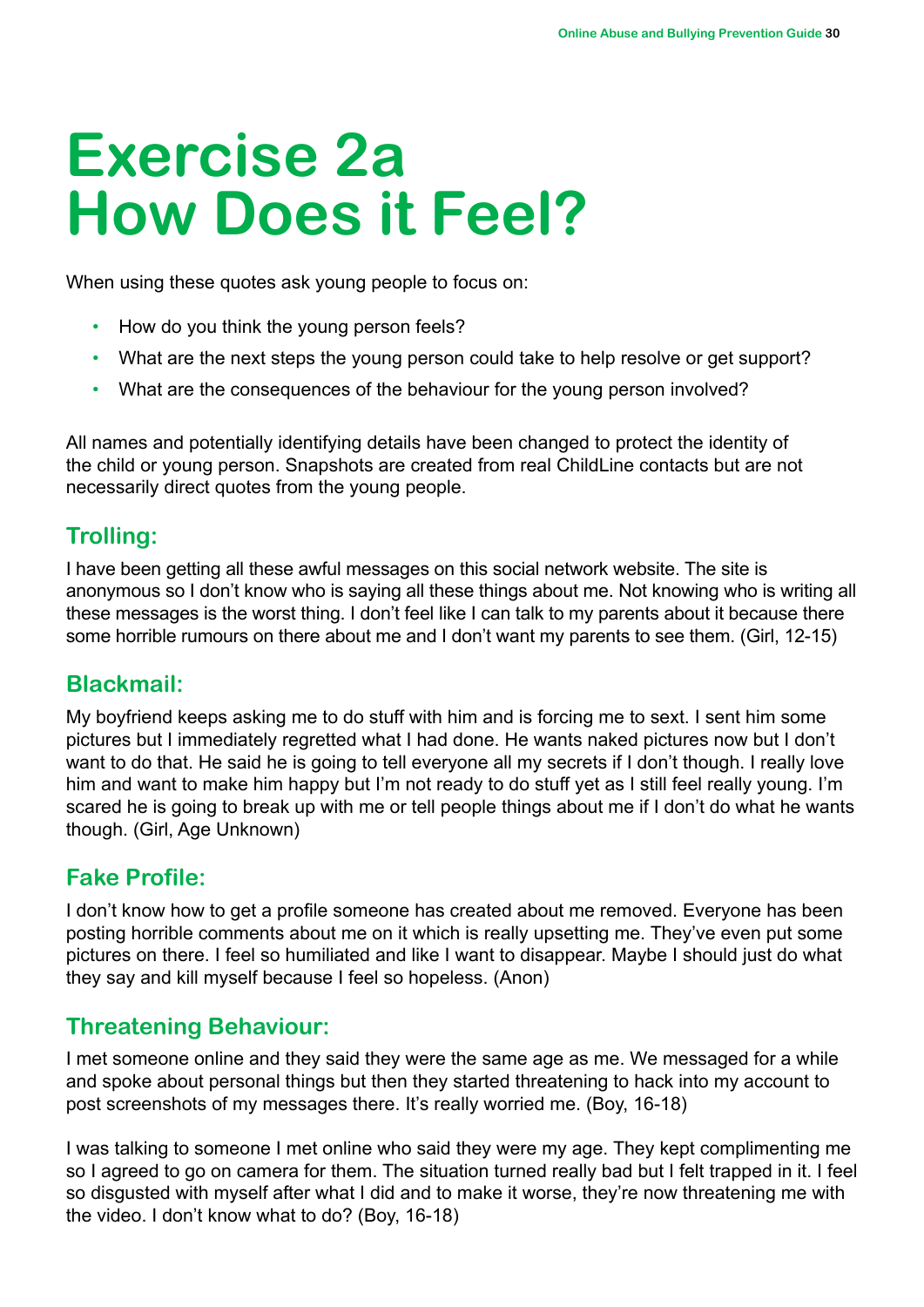# Exercise 2a
# How Does it Feel?

When using these quotes ask young people to focus on:

- How do you think the young person feels?
- What are the next steps the young person could take to help resolve or get support?
- What are the consequences of the behaviour for the young person involved?

All names and potentially identifying details have been changed to protect the identity of the child or young person. Snapshots are created from real ChildLine contacts but are not necessarily direct quotes from the young people.

## Trolling:

I have been getting all these awful messages on this social network website. The site is anonymous so I don't know who is saying all these things about me. Not knowing who is writing all these messages is the worst thing. I don't feel like I can talk to my parents about it because there some horrible rumours on there about me and I don't want my parents to see them. (Girl, 12-15)

## Blackmail:

My boyfriend keeps asking me to do stuff with him and is forcing me to sext. I sent him some pictures but I immediately regretted what I had done. He wants naked pictures now but I don't want to do that. He said he is going to tell everyone all my secrets if I don't though. I really love him and want to make him happy but I'm not ready to do stuff yet as I still feel really young. I'm scared he is going to break up with me or tell people things about me if I don't do what he wants though. (Girl, Age Unknown)

## Fake Profile:

I don't know how to get a profile someone has created about me removed. Everyone has been posting horrible comments about me on it which is really upsetting me. They've even put some pictures on there. I feel so humiliated and like I want to disappear. Maybe I should just do what they say and kill myself because I feel so hopeless. (Anon)

## Threatening Behaviour:

I met someone online and they said they were the same age as me. We messaged for a while and spoke about personal things but then they started threatening to hack into my account to post screenshots of my messages there. It's really worried me. (Boy, 16-18)

I was talking to someone I met online who said they were my age. They kept complimenting me so I agreed to go on camera for them. The situation turned really bad but I felt trapped in it. I feel so disgusted with myself after what I did and to make it worse, they're now threatening me with the video. I don't know what to do? (Boy, 16-18)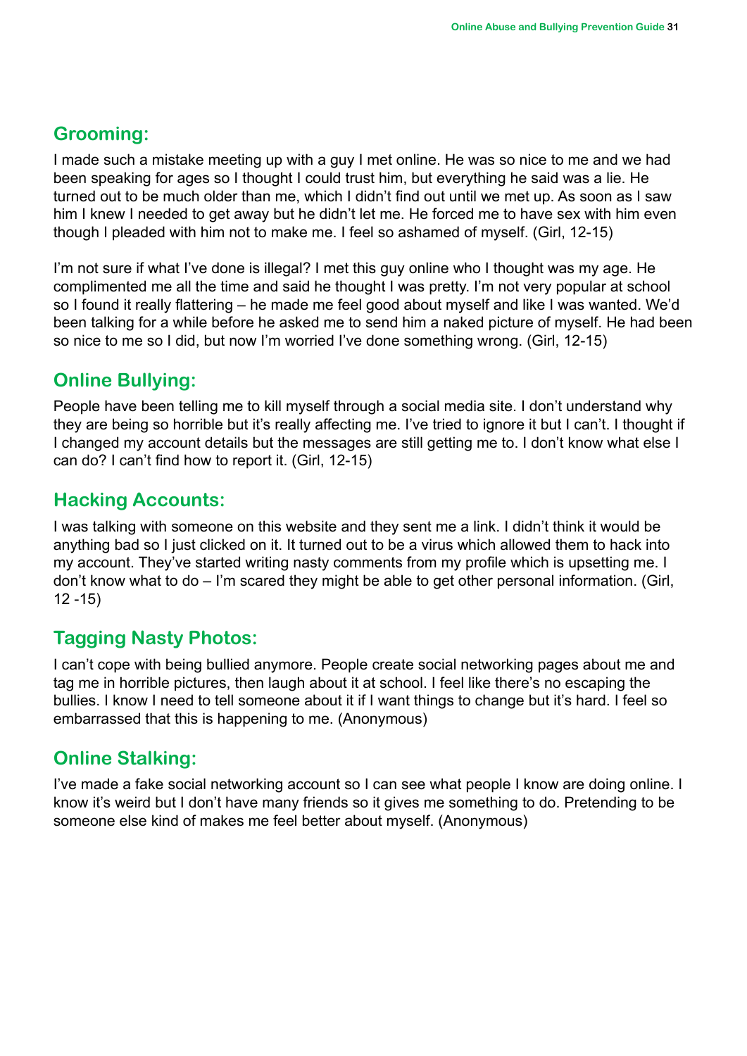## Grooming:

I made such a mistake meeting up with a guy I met online. He was so nice to me and we had been speaking for ages so I thought I could trust him, but everything he said was a lie. He turned out to be much older than me, which I didn't find out until we met up. As soon as I saw him I knew I needed to get away but he didn't let me. He forced me to have sex with him even though I pleaded with him not to make me. I feel so ashamed of myself. (Girl, 12-15)

I'm not sure if what I've done is illegal? I met this guy online who I thought was my age. He complimented me all the time and said he thought I was pretty. I'm not very popular at school so I found it really flattering – he made me feel good about myself and like I was wanted. We'd been talking for a while before he asked me to send him a naked picture of myself. He had been so nice to me so I did, but now I'm worried I've done something wrong. (Girl, 12-15)

## Online Bullying:

People have been telling me to kill myself through a social media site. I don't understand why they are being so horrible but it's really affecting me. I've tried to ignore it but I can't. I thought if I changed my account details but the messages are still getting me to. I don't know what else I can do? I can't find how to report it. (Girl, 12-15)

## Hacking Accounts:

I was talking with someone on this website and they sent me a link. I didn't think it would be anything bad so I just clicked on it. It turned out to be a virus which allowed them to hack into my account. They've started writing nasty comments from my profile which is upsetting me. I don't know what to do – I'm scared they might be able to get other personal information. (Girl, 12 -15)

## Tagging Nasty Photos:

I can't cope with being bullied anymore. People create social networking pages about me and tag me in horrible pictures, then laugh about it at school. I feel like there's no escaping the bullies. I know I need to tell someone about it if I want things to change but it's hard. I feel so embarrassed that this is happening to me. (Anonymous)

## Online Stalking:

I've made a fake social networking account so I can see what people I know are doing online. I know it's weird but I don't have many friends so it gives me something to do. Pretending to be someone else kind of makes me feel better about myself. (Anonymous)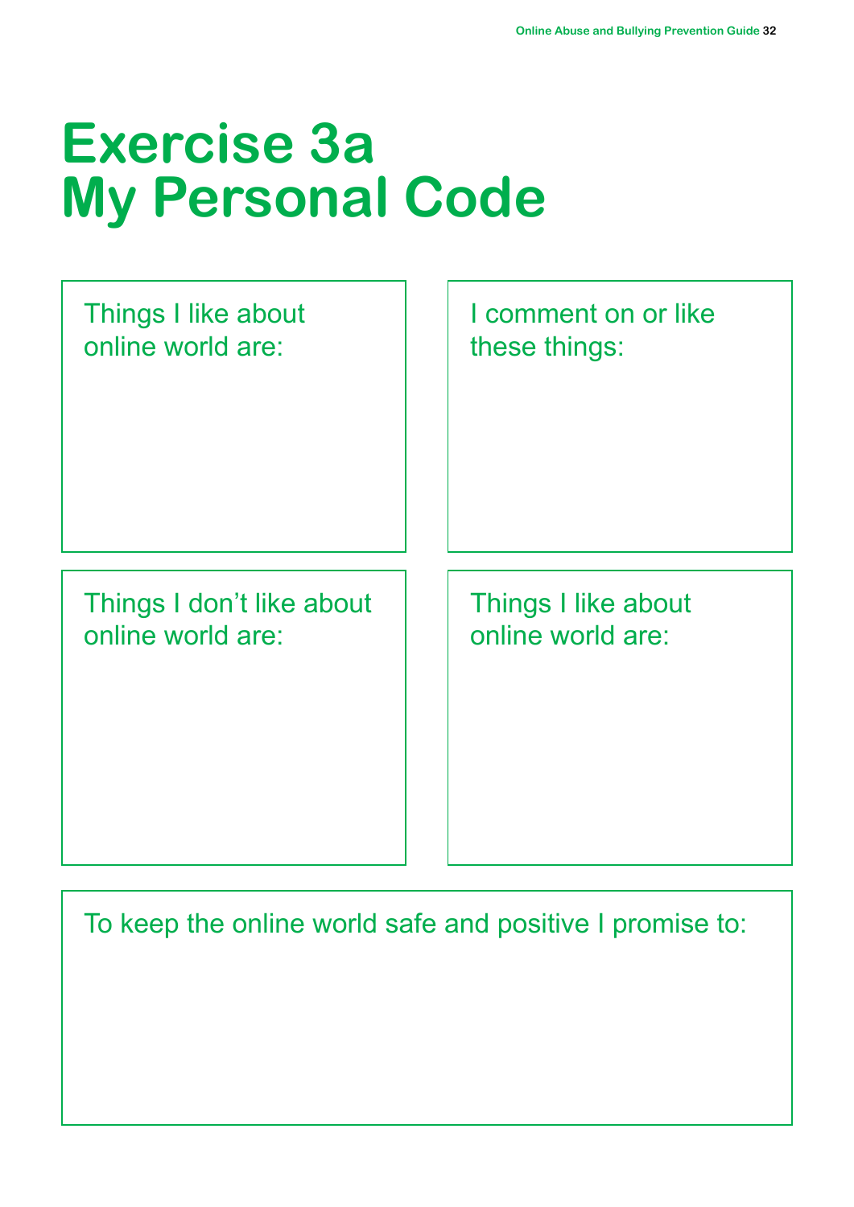# Exercise 3a
# My Personal Code

Things I like about online world are:

I comment on or like these things:

Things I don't like about online world are:

Things I like about online world are:

To keep the online world safe and positive I promise to: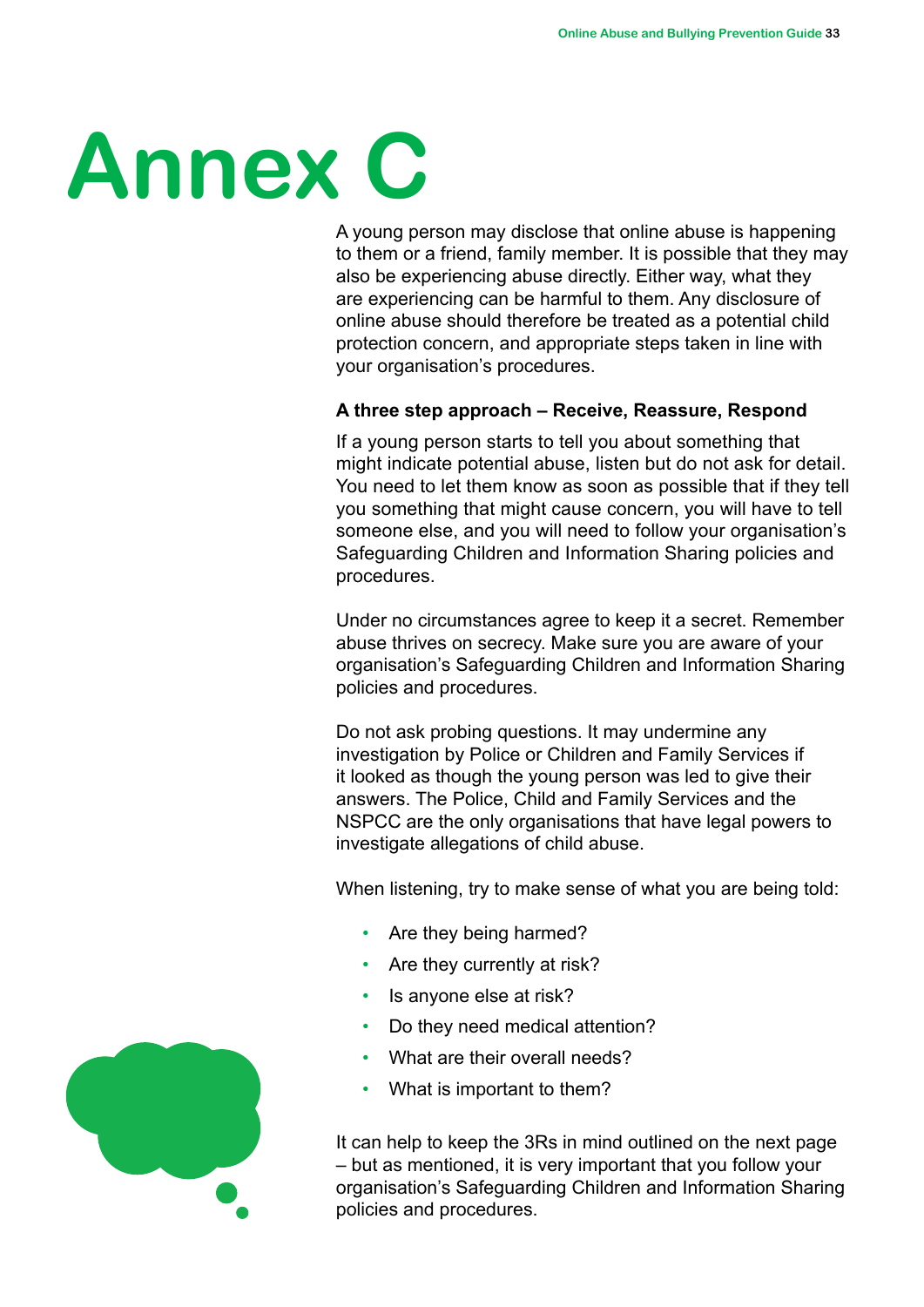# Annex C

A young person may disclose that online abuse is happening to them or a friend, family member. It is possible that they may also be experiencing abuse directly. Either way, what they are experiencing can be harmful to them. Any disclosure of online abuse should therefore be treated as a potential child protection concern, and appropriate steps taken in line with your organisation's procedures.

**A three step approach – Receive, Reassure, Respond**

If a young person starts to tell you about something that might indicate potential abuse, listen but do not ask for detail. You need to let them know as soon as possible that if they tell you something that might cause concern, you will have to tell someone else, and you will need to follow your organisation's Safeguarding Children and Information Sharing policies and procedures.

Under no circumstances agree to keep it a secret. Remember abuse thrives on secrecy. Make sure you are aware of your organisation's Safeguarding Children and Information Sharing policies and procedures.

Do not ask probing questions. It may undermine any investigation by Police or Children and Family Services if it looked as though the young person was led to give their answers. The Police, Child and Family Services and the NSPCC are the only organisations that have legal powers to investigate allegations of child abuse.

When listening, try to make sense of what you are being told:

- Are they being harmed?
- Are they currently at risk?
- Is anyone else at risk?
- Do they need medical attention?
- What are their overall needs?
- What is important to them?

It can help to keep the 3Rs in mind outlined on the next page – but as mentioned, it is very important that you follow your organisation's Safeguarding Children and Information Sharing policies and procedures.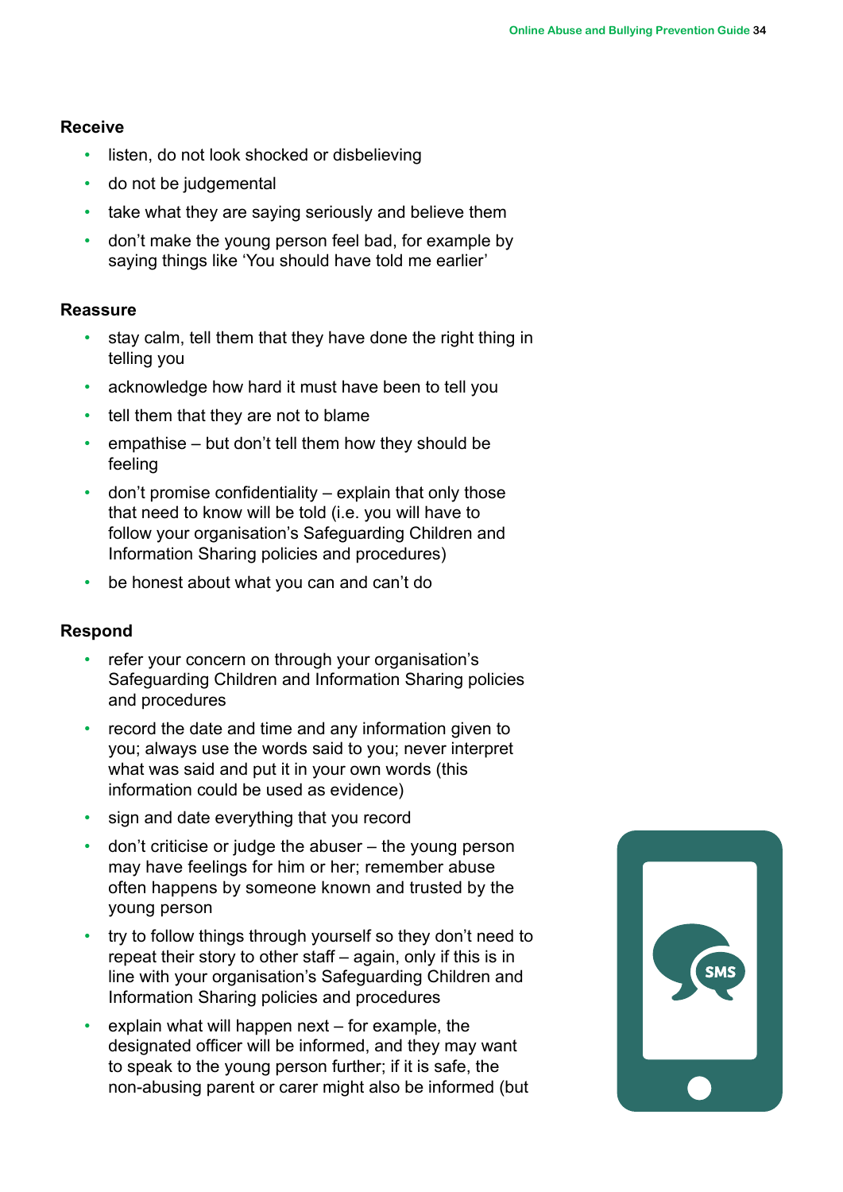**Receive**

- listen, do not look shocked or disbelieving
- do not be judgemental
- take what they are saying seriously and believe them
- don't make the young person feel bad, for example by saying things like 'You should have told me earlier'

**Reassure**

- stay calm, tell them that they have done the right thing in telling you
- acknowledge how hard it must have been to tell you
- tell them that they are not to blame
- empathise – but don't tell them how they should be feeling
- don't promise confidentiality – explain that only those that need to know will be told (i.e. you will have to follow your organisation's Safeguarding Children and Information Sharing policies and procedures)
- be honest about what you can and can't do

**Respond**

- refer your concern on through your organisation's Safeguarding Children and Information Sharing policies and procedures
- record the date and time and any information given to you; always use the words said to you; never interpret what was said and put it in your own words (this information could be used as evidence)
- sign and date everything that you record
- don't criticise or judge the abuser – the young person may have feelings for him or her; remember abuse often happens by someone known and trusted by the young person
- try to follow things through yourself so they don't need to repeat their story to other staff – again, only if this is in line with your organisation's Safeguarding Children and Information Sharing policies and procedures
- explain what will happen next – for example, the designated officer will be informed, and they may want to speak to the young person further; if it is safe, the non-abusing parent or carer might also be informed (but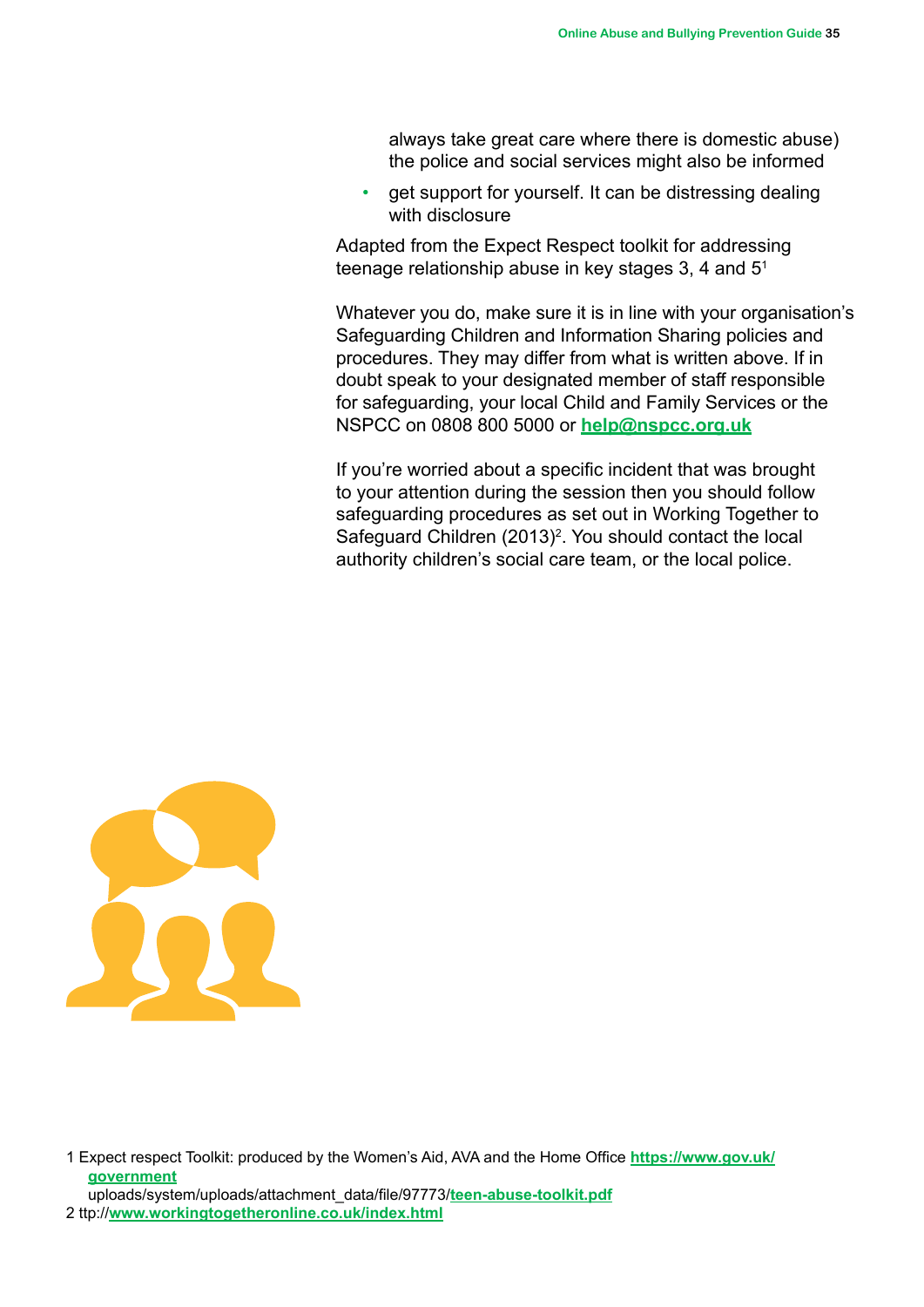always take great care where there is domestic abuse) the police and social services might also be informed

- get support for yourself. It can be distressing dealing with disclosure

Adapted from the Expect Respect toolkit for addressing teenage relationship abuse in key stages 3, 4 and 5[1]

Whatever you do, make sure it is in line with your organisation's Safeguarding Children and Information Sharing policies and procedures. They may differ from what is written above. If in doubt speak to your designated member of staff responsible for safeguarding, your local Child and Family Services or the NSPCC on 0808 800 5000 or **help@nspcc.org.uk**

If you're worried about a specific incident that was brought to your attention during the session then you should follow safeguarding procedures as set out in Working Together to Safeguard Children (2013)[2]. You should contact the local authority children's social care team, or the local police.

1 Expect respect Toolkit: produced by the Women's Aid, AVA and the Home Office **https://www.gov.uk/government** uploads/system/uploads/attachment_data/file/97773/**teen-abuse-toolkit.pdf**

2 ttp://**www.workingtogetheronline.co.uk/index.html**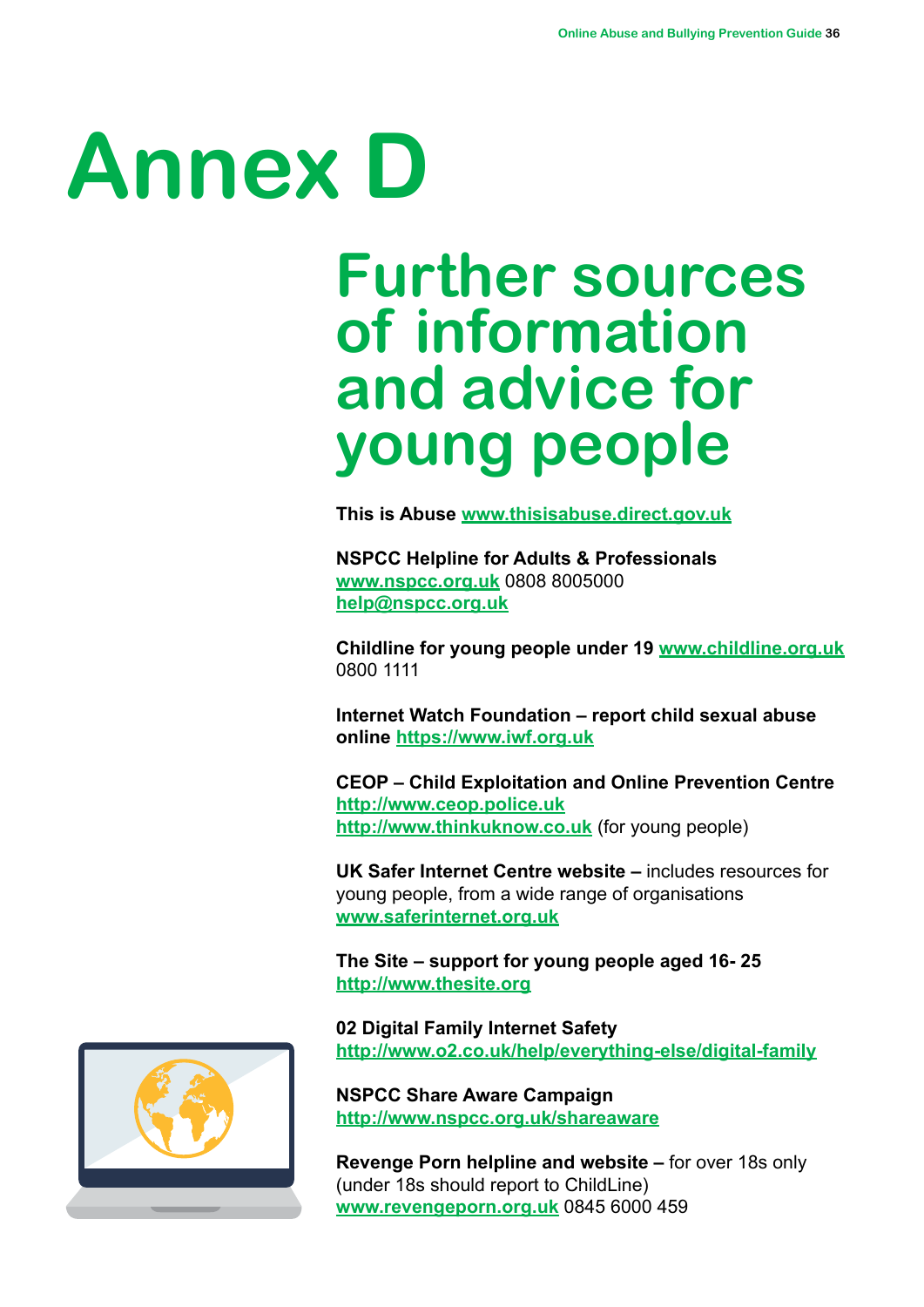# Annex D

## Further sources of information and advice for young people

**This is Abuse** www.thisisabuse.direct.gov.uk

**NSPCC Helpline for Adults & Professionals**
www.nspcc.org.uk 0808 8005000
help@nspcc.org.uk

**Childline for young people under 19** www.childline.org.uk
0800 1111

**Internet Watch Foundation – report child sexual abuse online** https://www.iwf.org.uk

**CEOP – Child Exploitation and Online Prevention Centre**
http://www.ceop.police.uk
http://www.thinkuknow.co.uk (for young people)

**UK Safer Internet Centre website –** includes resources for young people, from a wide range of organisations
www.saferinternet.org.uk

**The Site – support for young people aged 16- 25**
http://www.thesite.org

**02 Digital Family Internet Safety**
http://www.o2.co.uk/help/everything-else/digital-family

**NSPCC Share Aware Campaign**
http://www.nspcc.org.uk/shareaware

**Revenge Porn helpline and website –** for over 18s only (under 18s should report to ChildLine)
www.revengeporn.org.uk 0845 6000 459